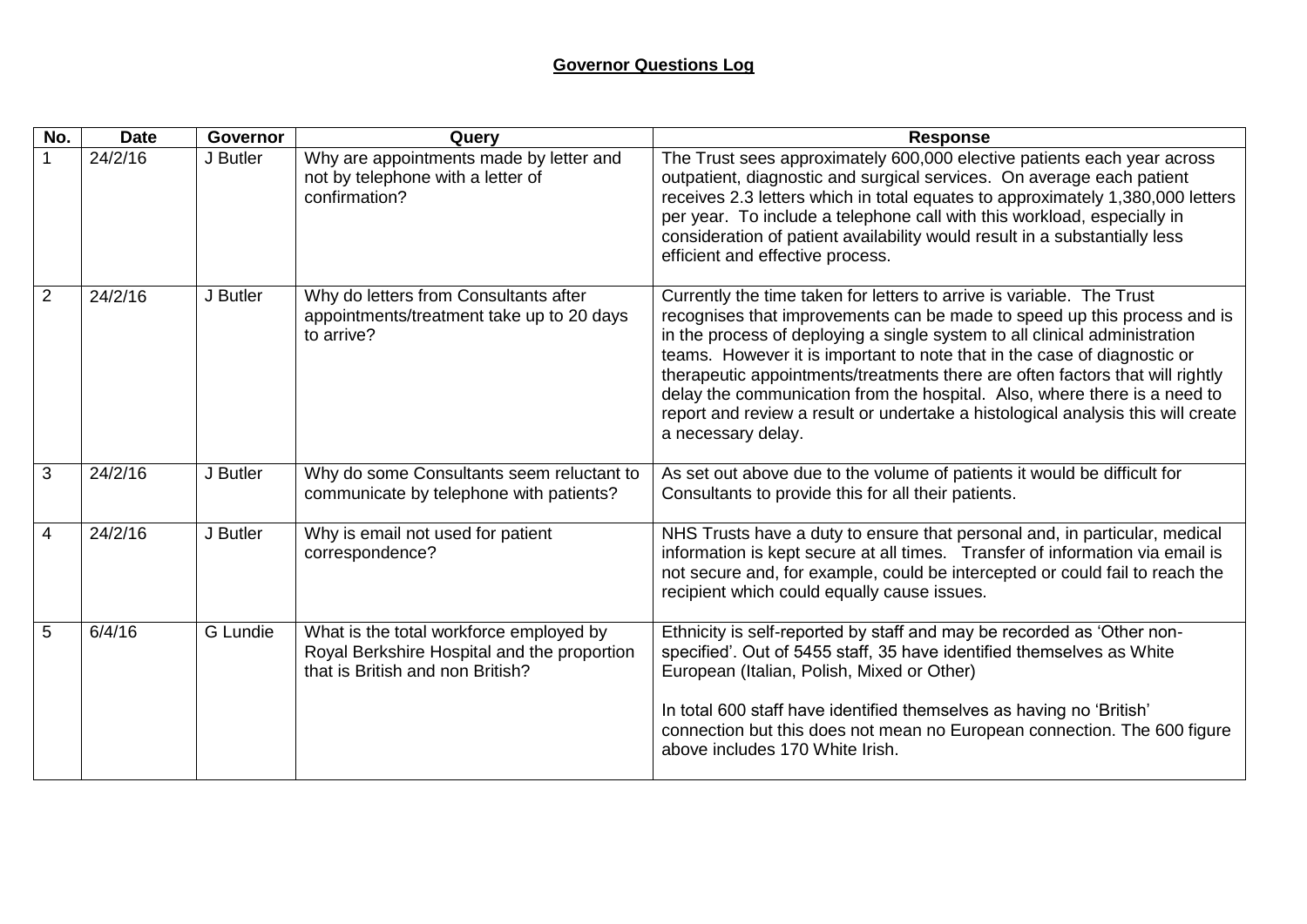## **Governor Questions Log**

| No. | Date | Governor | Query | Response |
|---|---|---|---|---|
| 1 | 24/2/16 | J Butler | Why are appointments made by letter and not by telephone with a letter of confirmation? | The Trust sees approximately 600,000 elective patients each year across outpatient, diagnostic and surgical services. On average each patient receives 2.3 letters which in total equates to approximately 1,380,000 letters per year. To include a telephone call with this workload, especially in consideration of patient availability would result in a substantially less efficient and effective process. |
| 2 | 24/2/16 | J Butler | Why do letters from Consultants after appointments/treatment take up to 20 days to arrive? | Currently the time taken for letters to arrive is variable. The Trust recognises that improvements can be made to speed up this process and is in the process of deploying a single system to all clinical administration teams. However it is important to note that in the case of diagnostic or therapeutic appointments/treatments there are often factors that will rightly delay the communication from the hospital. Also, where there is a need to report and review a result or undertake a histological analysis this will create a necessary delay. |
| 3 | 24/2/16 | J Butler | Why do some Consultants seem reluctant to communicate by telephone with patients? | As set out above due to the volume of patients it would be difficult for Consultants to provide this for all their patients. |
| 4 | 24/2/16 | J Butler | Why is email not used for patient correspondence? | NHS Trusts have a duty to ensure that personal and, in particular, medical information is kept secure at all times. Transfer of information via email is not secure and, for example, could be intercepted or could fail to reach the recipient which could equally cause issues. |
| 5 | 6/4/16 | G Lundie | What is the total workforce employed by Royal Berkshire Hospital and the proportion that is British and non British? | Ethnicity is self-reported by staff and may be recorded as 'Other non-specified'. Out of 5455 staff, 35 have identified themselves as White European (Italian, Polish, Mixed or Other)<br><br>In total 600 staff have identified themselves as having no 'British' connection but this does not mean no European connection. The 600 figure above includes 170 White Irish. |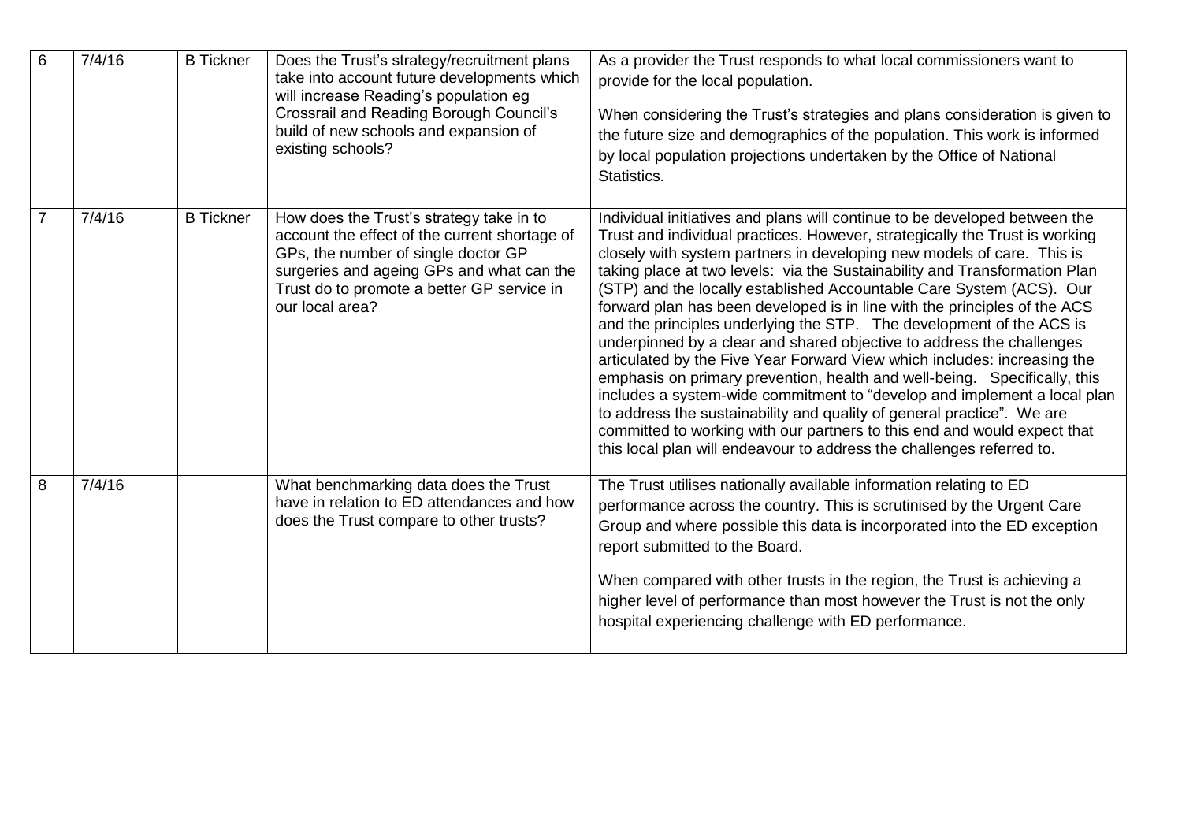| 6 | 7/4/16 | B Tickner | Does the Trust's strategy/recruitment plans take into account future developments which will increase Reading's population eg Crossrail and Reading Borough Council's build of new schools and expansion of existing schools? | As a provider the Trust responds to what local commissioners want to provide for the local population.<br><br>When considering the Trust's strategies and plans consideration is given to the future size and demographics of the population. This work is informed by local population projections undertaken by the Office of National Statistics. |
|---|---|---|---|---|
| 7 | 7/4/16 | B Tickner | How does the Trust's strategy take in to account the effect of the current shortage of GPs, the number of single doctor GP surgeries and ageing GPs and what can the Trust do to promote a better GP service in our local area? | Individual initiatives and plans will continue to be developed between the Trust and individual practices. However, strategically the Trust is working closely with system partners in developing new models of care. This is taking place at two levels: via the Sustainability and Transformation Plan (STP) and the locally established Accountable Care System (ACS). Our forward plan has been developed is in line with the principles of the ACS and the principles underlying the STP. The development of the ACS is underpinned by a clear and shared objective to address the challenges articulated by the Five Year Forward View which includes: increasing the emphasis on primary prevention, health and well-being. Specifically, this includes a system-wide commitment to "develop and implement a local plan to address the sustainability and quality of general practice". We are committed to working with our partners to this end and would expect that this local plan will endeavour to address the challenges referred to. |
| 8 | 7/4/16 | | What benchmarking data does the Trust have in relation to ED attendances and how does the Trust compare to other trusts? | The Trust utilises nationally available information relating to ED performance across the country. This is scrutinised by the Urgent Care Group and where possible this data is incorporated into the ED exception report submitted to the Board.<br><br>When compared with other trusts in the region, the Trust is achieving a higher level of performance than most however the Trust is not the only hospital experiencing challenge with ED performance. |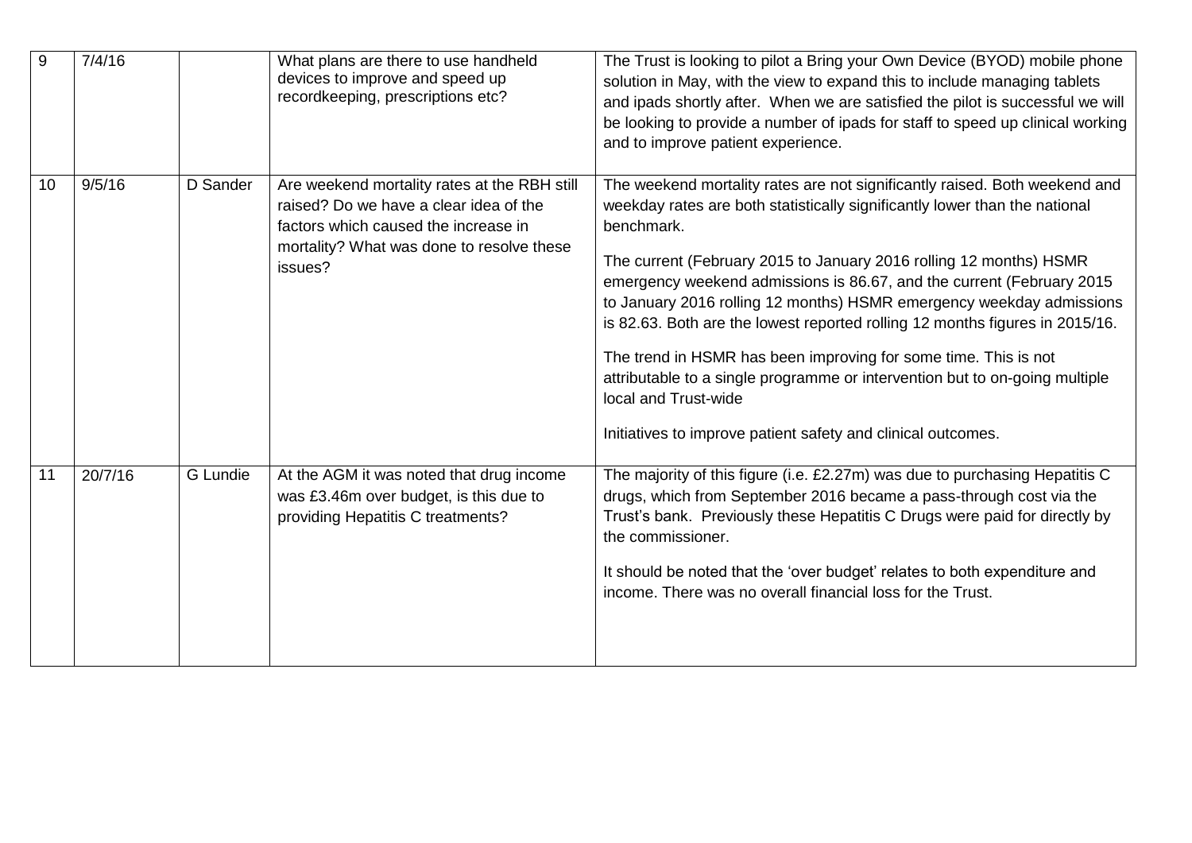| 9 | 7/4/16 | | What plans are there to use handheld devices to improve and speed up recordkeeping, prescriptions etc? | The Trust is looking to pilot a Bring your Own Device (BYOD) mobile phone solution in May, with the view to expand this to include managing tablets and ipads shortly after. When we are satisfied the pilot is successful we will be looking to provide a number of ipads for staff to speed up clinical working and to improve patient experience. |
|---|---|---|---|---|
| 10 | 9/5/16 | D Sander | Are weekend mortality rates at the RBH still raised? Do we have a clear idea of the factors which caused the increase in mortality? What was done to resolve these issues? | The weekend mortality rates are not significantly raised. Both weekend and weekday rates are both statistically significantly lower than the national benchmark.<br><br>The current (February 2015 to January 2016 rolling 12 months) HSMR emergency weekend admissions is 86.67, and the current (February 2015 to January 2016 rolling 12 months) HSMR emergency weekday admissions is 82.63. Both are the lowest reported rolling 12 months figures in 2015/16.<br><br>The trend in HSMR has been improving for some time. This is not attributable to a single programme or intervention but to on-going multiple local and Trust-wide<br><br>Initiatives to improve patient safety and clinical outcomes. |
| 11 | 20/7/16 | G Lundie | At the AGM it was noted that drug income was £3.46m over budget, is this due to providing Hepatitis C treatments? | The majority of this figure (i.e. £2.27m) was due to purchasing Hepatitis C drugs, which from September 2016 became a pass-through cost via the Trust's bank. Previously these Hepatitis C Drugs were paid for directly by the commissioner.<br><br>It should be noted that the 'over budget' relates to both expenditure and income. There was no overall financial loss for the Trust. |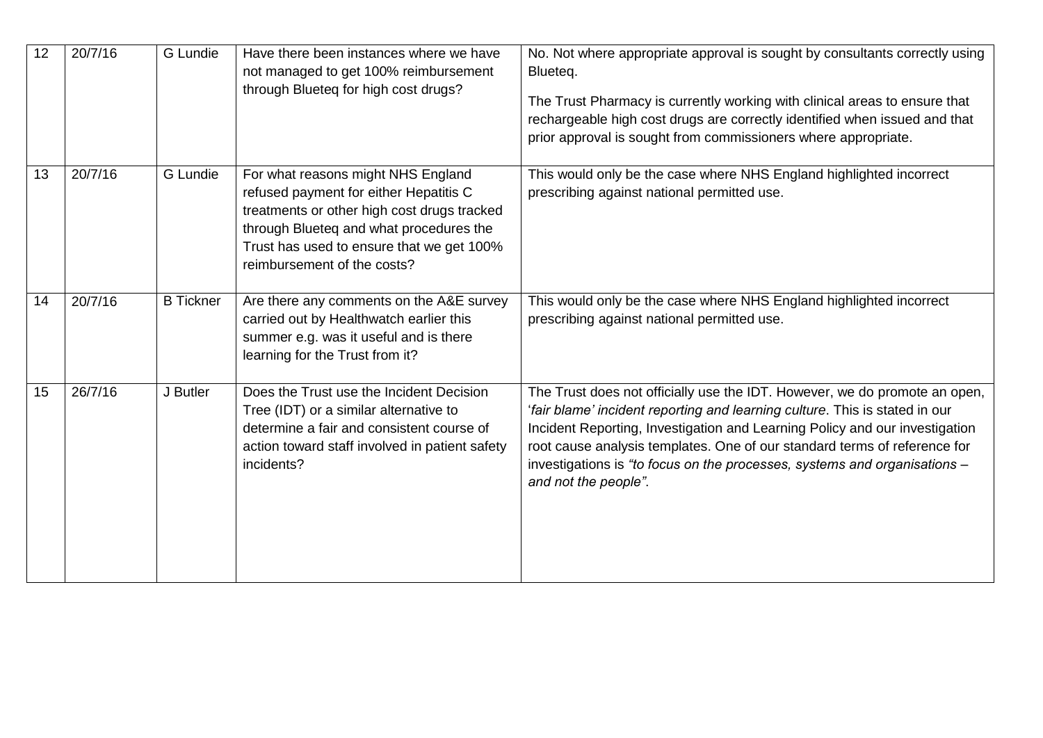| 12 | 20/7/16 | G Lundie | Have there been instances where we have not managed to get 100% reimbursement through Blueteq for high cost drugs? | No. Not where appropriate approval is sought by consultants correctly using Blueteq.<br><br>The Trust Pharmacy is currently working with clinical areas to ensure that rechargeable high cost drugs are correctly identified when issued and that prior approval is sought from commissioners where appropriate. |
|---|---|---|---|---|
| 13 | 20/7/16 | G Lundie | For what reasons might NHS England refused payment for either Hepatitis C treatments or other high cost drugs tracked through Blueteq and what procedures the Trust has used to ensure that we get 100% reimbursement of the costs? | This would only be the case where NHS England highlighted incorrect prescribing against national permitted use. |
| 14 | 20/7/16 | B Tickner | Are there any comments on the A&E survey carried out by Healthwatch earlier this summer e.g. was it useful and is there learning for the Trust from it? | This would only be the case where NHS England highlighted incorrect prescribing against national permitted use. |
| 15 | 26/7/16 | J Butler | Does the Trust use the Incident Decision Tree (IDT) or a similar alternative to determine a fair and consistent course of action toward staff involved in patient safety incidents? | The Trust does not officially use the IDT. However, we do promote an open, '*fair blame' incident reporting and learning culture*. This is stated in our Incident Reporting, Investigation and Learning Policy and our investigation root cause analysis templates. One of our standard terms of reference for investigations is *"to focus on the processes, systems and organisations – and not the people"*. |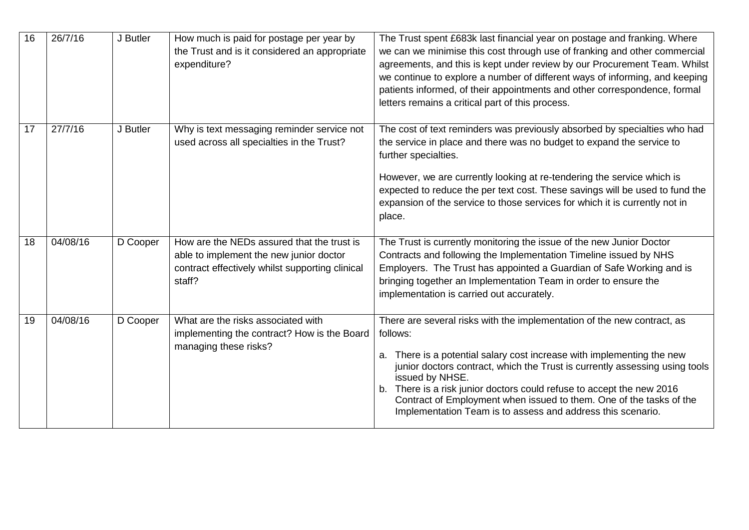| 16 | 26/7/16 | J Butler | How much is paid for postage per year by the Trust and is it considered an appropriate expenditure? | The Trust spent £683k last financial year on postage and franking. Where we can we minimise this cost through use of franking and other commercial agreements, and this is kept under review by our Procurement Team. Whilst we continue to explore a number of different ways of informing, and keeping patients informed, of their appointments and other correspondence, formal letters remains a critical part of this process. |
|---|---|---|---|---|
| 17 | 27/7/16 | J Butler | Why is text messaging reminder service not used across all specialties in the Trust? | The cost of text reminders was previously absorbed by specialties who had the service in place and there was no budget to expand the service to further specialties.<br><br>However, we are currently looking at re-tendering the service which is expected to reduce the per text cost. These savings will be used to fund the expansion of the service to those services for which it is currently not in place. |
| 18 | 04/08/16 | D Cooper | How are the NEDs assured that the trust is able to implement the new junior doctor contract effectively whilst supporting clinical staff? | The Trust is currently monitoring the issue of the new Junior Doctor Contracts and following the Implementation Timeline issued by NHS Employers. The Trust has appointed a Guardian of Safe Working and is bringing together an Implementation Team in order to ensure the implementation is carried out accurately. |
| 19 | 04/08/16 | D Cooper | What are the risks associated with implementing the contract? How is the Board managing these risks? | There are several risks with the implementation of the new contract, as follows:<br><br>a. There is a potential salary cost increase with implementing the new junior doctors contract, which the Trust is currently assessing using tools issued by NHSE.<br>b. There is a risk junior doctors could refuse to accept the new 2016 Contract of Employment when issued to them. One of the tasks of the Implementation Team is to assess and address this scenario. |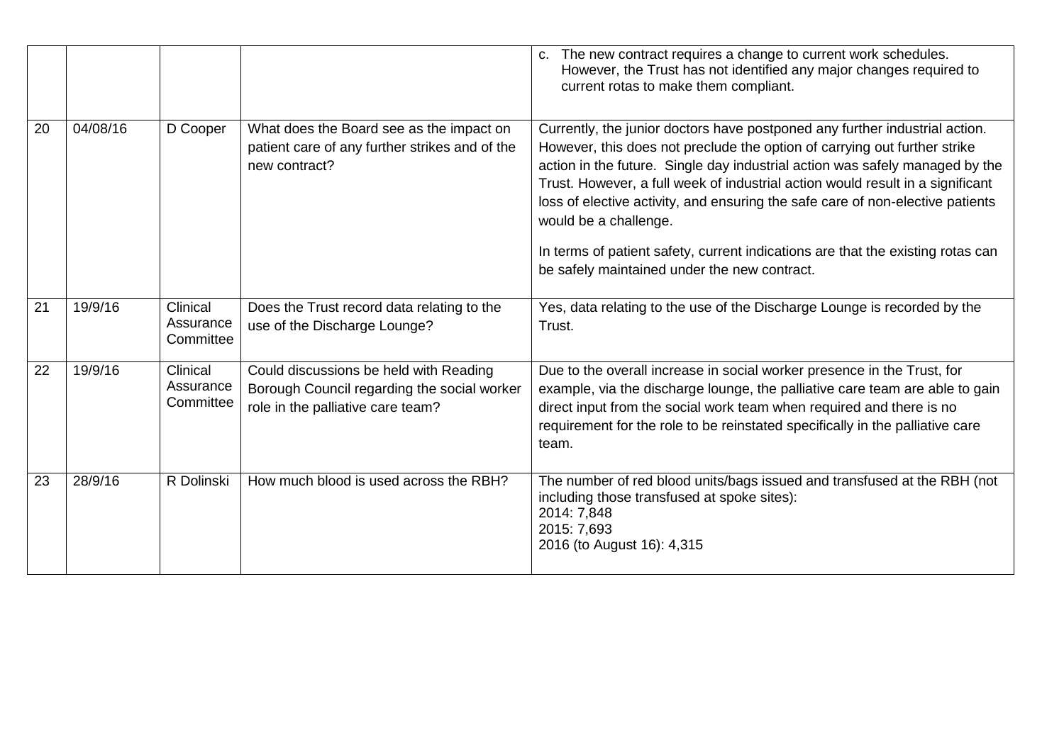| | | | | |
|---|---|---|---|---|
| | | | | c. The new contract requires a change to current work schedules. However, the Trust has not identified any major changes required to current rotas to make them compliant. |
| 20 | 04/08/16 | D Cooper | What does the Board see as the impact on patient care of any further strikes and of the new contract? | Currently, the junior doctors have postponed any further industrial action. However, this does not preclude the option of carrying out further strike action in the future. Single day industrial action was safely managed by the Trust. However, a full week of industrial action would result in a significant loss of elective activity, and ensuring the safe care of non-elective patients would be a challenge.<br><br>In terms of patient safety, current indications are that the existing rotas can be safely maintained under the new contract. |
| 21 | 19/9/16 | Clinical Assurance Committee | Does the Trust record data relating to the use of the Discharge Lounge? | Yes, data relating to the use of the Discharge Lounge is recorded by the Trust. |
| 22 | 19/9/16 | Clinical Assurance Committee | Could discussions be held with Reading Borough Council regarding the social worker role in the palliative care team? | Due to the overall increase in social worker presence in the Trust, for example, via the discharge lounge, the palliative care team are able to gain direct input from the social work team when required and there is no requirement for the role to be reinstated specifically in the palliative care team. |
| 23 | 28/9/16 | R Dolinski | How much blood is used across the RBH? | The number of red blood units/bags issued and transfused at the RBH (not including those transfused at spoke sites):<br>2014: 7,848<br>2015: 7,693<br>2016 (to August 16): 4,315 |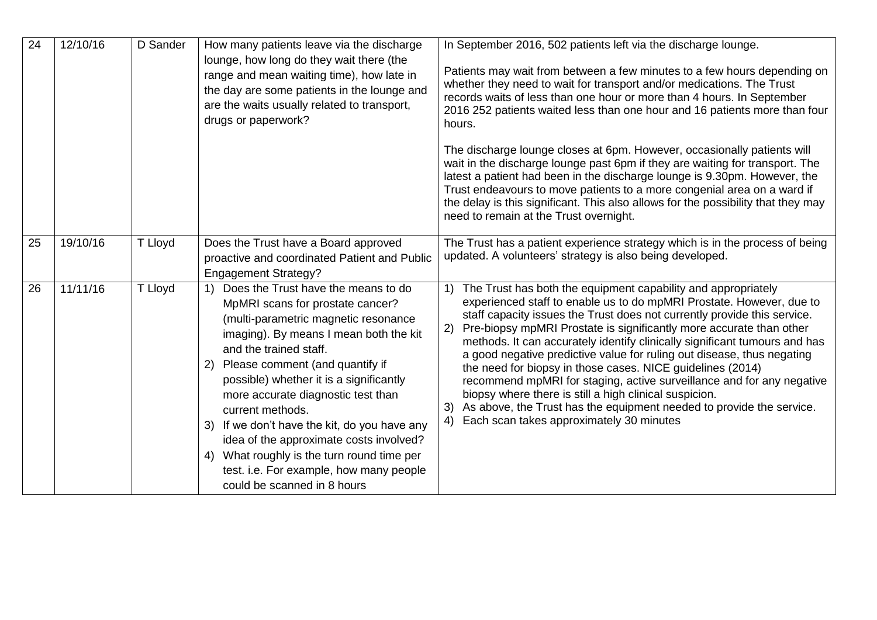| 24 | 12/10/16 | D Sander | How many patients leave via the discharge lounge, how long do they wait there (the range and mean waiting time), how late in the day are some patients in the lounge and are the waits usually related to transport, drugs or paperwork? | In September 2016, 502 patients left via the discharge lounge.<br><br>Patients may wait from between a few minutes to a few hours depending on whether they need to wait for transport and/or medications. The Trust records waits of less than one hour or more than 4 hours. In September 2016 252 patients waited less than one hour and 16 patients more than four hours.<br><br>The discharge lounge closes at 6pm. However, occasionally patients will wait in the discharge lounge past 6pm if they are waiting for transport. The latest a patient had been in the discharge lounge is 9.30pm. However, the Trust endeavours to move patients to a more congenial area on a ward if the delay is this significant. This also allows for the possibility that they may need to remain at the Trust overnight. |
|---|---|---|---|---|
| 25 | 19/10/16 | T Lloyd | Does the Trust have a Board approved proactive and coordinated Patient and Public Engagement Strategy? | The Trust has a patient experience strategy which is in the process of being updated. A volunteers' strategy is also being developed. |
| 26 | 11/11/16 | T Lloyd | 1) Does the Trust have the means to do MpMRI scans for prostate cancer? (multi-parametric magnetic resonance imaging). By means I mean both the kit and the trained staff.<br>2) Please comment (and quantify if possible) whether it is a significantly more accurate diagnostic test than current methods.<br>3) If we don't have the kit, do you have any idea of the approximate costs involved?<br>4) What roughly is the turn round time per test. i.e. For example, how many people could be scanned in 8 hours | 1) The Trust has both the equipment capability and appropriately experienced staff to enable us to do mpMRI Prostate. However, due to staff capacity issues the Trust does not currently provide this service.<br>2) Pre-biopsy mpMRI Prostate is significantly more accurate than other methods. It can accurately identify clinically significant tumours and has a good negative predictive value for ruling out disease, thus negating the need for biopsy in those cases. NICE guidelines (2014) recommend mpMRI for staging, active surveillance and for any negative biopsy where there is still a high clinical suspicion.<br>3) As above, the Trust has the equipment needed to provide the service.<br>4) Each scan takes approximately 30 minutes |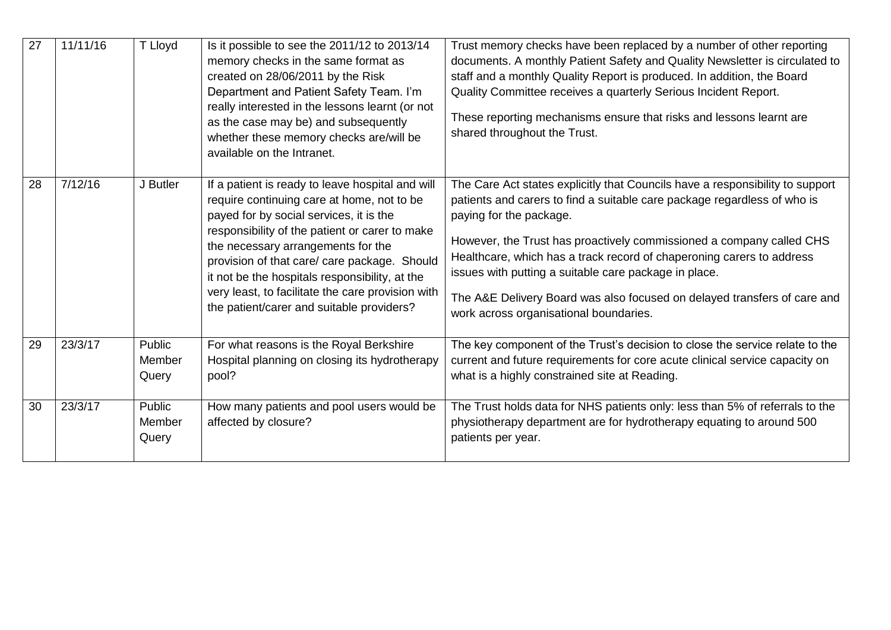| 27 | 11/11/16 | T Lloyd | Is it possible to see the 2011/12 to 2013/14 memory checks in the same format as created on 28/06/2011 by the Risk Department and Patient Safety Team. I'm really interested in the lessons learnt (or not as the case may be) and subsequently whether these memory checks are/will be available on the Intranet. | Trust memory checks have been replaced by a number of other reporting documents. A monthly Patient Safety and Quality Newsletter is circulated to staff and a monthly Quality Report is produced. In addition, the Board Quality Committee receives a quarterly Serious Incident Report.<br><br>These reporting mechanisms ensure that risks and lessons learnt are shared throughout the Trust. |
|---|---|---|---|---|
| 28 | 7/12/16 | J Butler | If a patient is ready to leave hospital and will require continuing care at home, not to be payed for by social services, it is the responsibility of the patient or carer to make the necessary arrangements for the provision of that care/ care package. Should it not be the hospitals responsibility, at the very least, to facilitate the care provision with the patient/carer and suitable providers? | The Care Act states explicitly that Councils have a responsibility to support patients and carers to find a suitable care package regardless of who is paying for the package.<br><br>However, the Trust has proactively commissioned a company called CHS Healthcare, which has a track record of chaperoning carers to address issues with putting a suitable care package in place.<br><br>The A&E Delivery Board was also focused on delayed transfers of care and work across organisational boundaries. |
| 29 | 23/3/17 | Public Member Query | For what reasons is the Royal Berkshire Hospital planning on closing its hydrotherapy pool? | The key component of the Trust's decision to close the service relate to the current and future requirements for core acute clinical service capacity on what is a highly constrained site at Reading. |
| 30 | 23/3/17 | Public Member Query | How many patients and pool users would be affected by closure? | The Trust holds data for NHS patients only: less than 5% of referrals to the physiotherapy department are for hydrotherapy equating to around 500 patients per year. |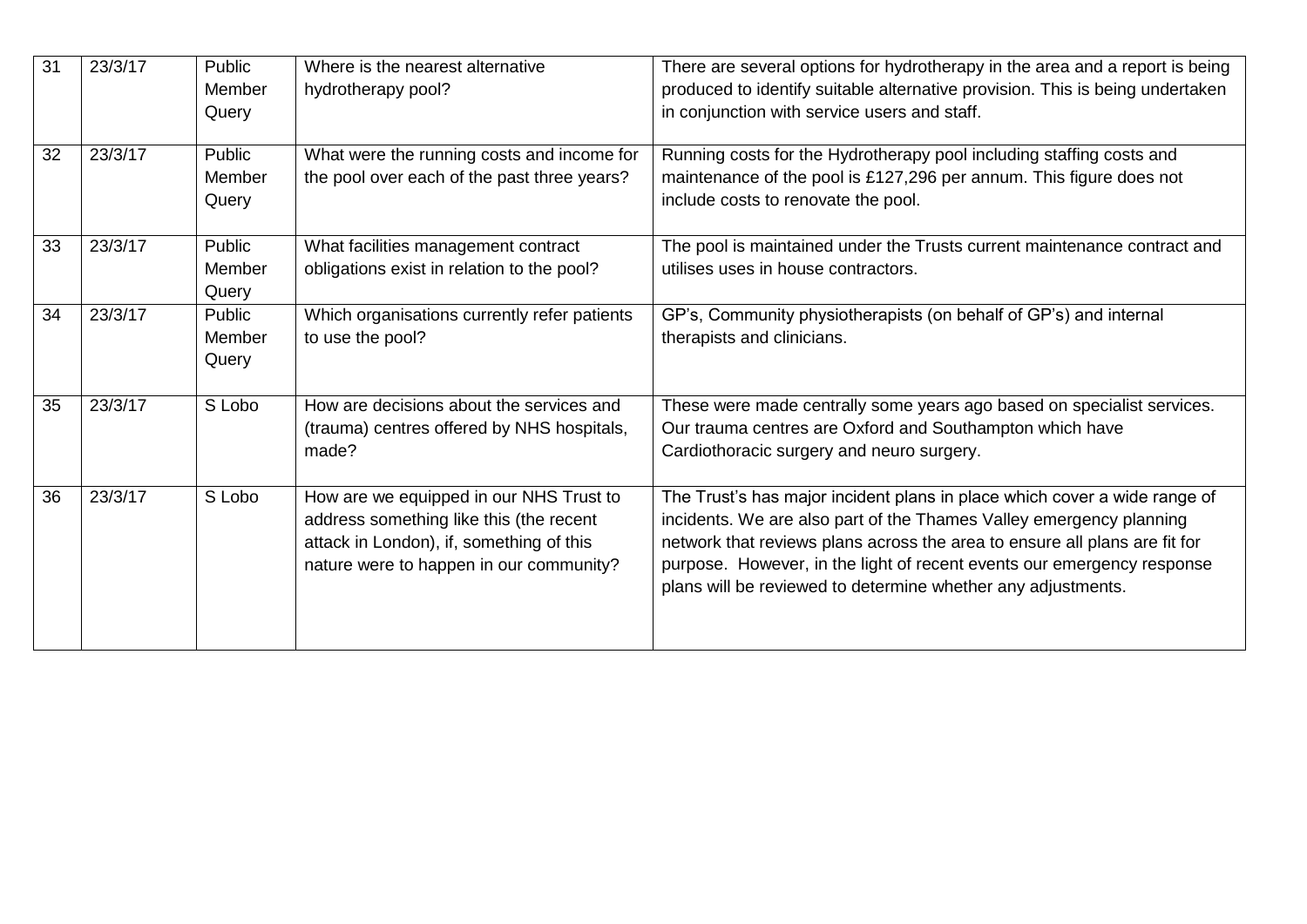| 31 | 23/3/17 | Public Member Query | Where is the nearest alternative hydrotherapy pool? | There are several options for hydrotherapy in the area and a report is being produced to identify suitable alternative provision. This is being undertaken in conjunction with service users and staff. |
|---|---|---|---|---|
| 32 | 23/3/17 | Public Member Query | What were the running costs and income for the pool over each of the past three years? | Running costs for the Hydrotherapy pool including staffing costs and maintenance of the pool is £127,296 per annum. This figure does not include costs to renovate the pool. |
| 33 | 23/3/17 | Public Member Query | What facilities management contract obligations exist in relation to the pool? | The pool is maintained under the Trusts current maintenance contract and utilises uses in house contractors. |
| 34 | 23/3/17 | Public Member Query | Which organisations currently refer patients to use the pool? | GP's, Community physiotherapists (on behalf of GP's) and internal therapists and clinicians. |
| 35 | 23/3/17 | S Lobo | How are decisions about the services and (trauma) centres offered by NHS hospitals, made? | These were made centrally some years ago based on specialist services. Our trauma centres are Oxford and Southampton which have Cardiothoracic surgery and neuro surgery. |
| 36 | 23/3/17 | S Lobo | How are we equipped in our NHS Trust to address something like this (the recent attack in London), if, something of this nature were to happen in our community? | The Trust's has major incident plans in place which cover a wide range of incidents. We are also part of the Thames Valley emergency planning network that reviews plans across the area to ensure all plans are fit for purpose. However, in the light of recent events our emergency response plans will be reviewed to determine whether any adjustments. |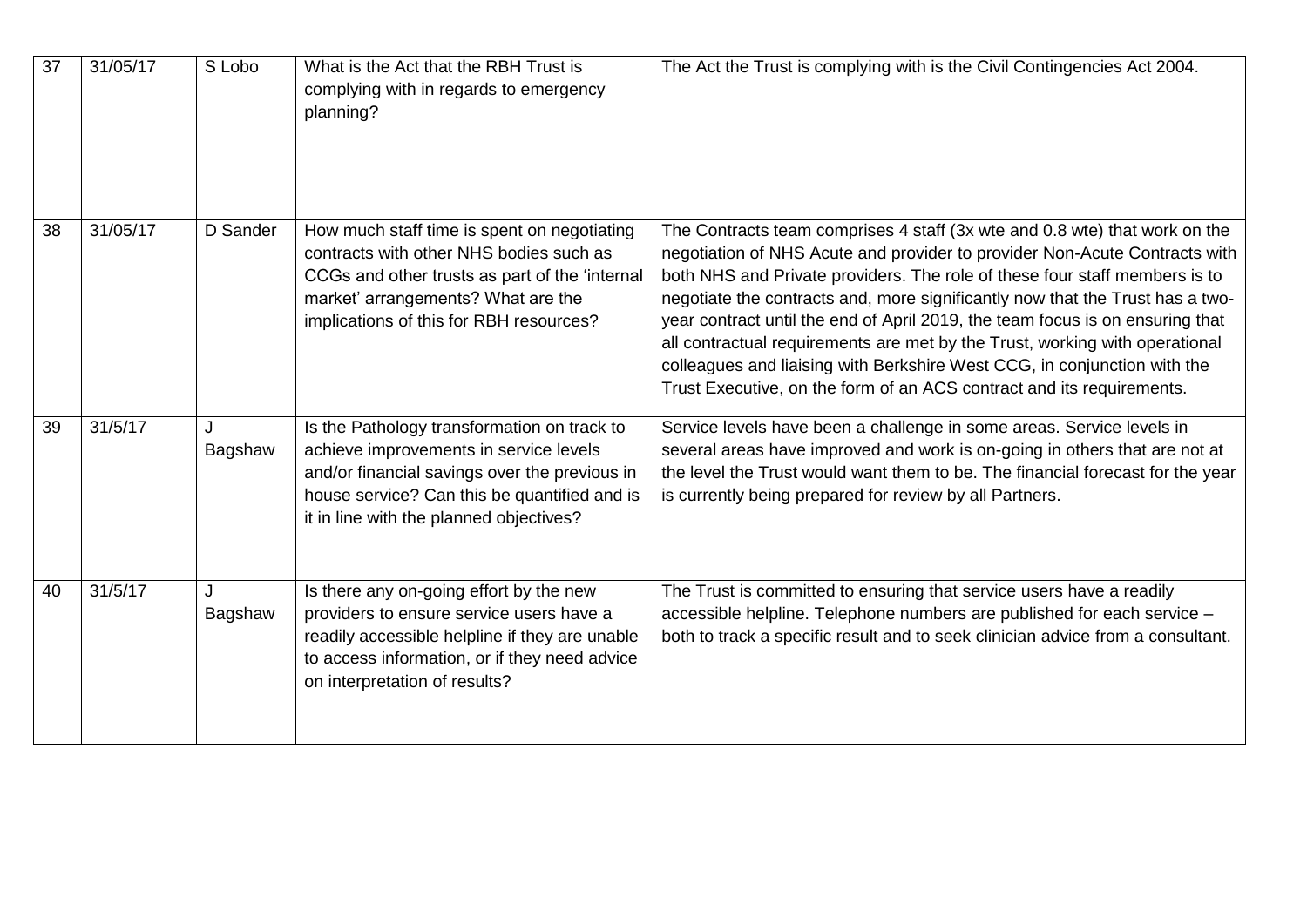| 37 | 31/05/17 | S Lobo | What is the Act that the RBH Trust is complying with in regards to emergency planning? | The Act the Trust is complying with is the Civil Contingencies Act 2004. |
|---|---|---|---|---|
| 38 | 31/05/17 | D Sander | How much staff time is spent on negotiating contracts with other NHS bodies such as CCGs and other trusts as part of the 'internal market' arrangements? What are the implications of this for RBH resources? | The Contracts team comprises 4 staff (3x wte and 0.8 wte) that work on the negotiation of NHS Acute and provider to provider Non-Acute Contracts with both NHS and Private providers. The role of these four staff members is to negotiate the contracts and, more significantly now that the Trust has a two-year contract until the end of April 2019, the team focus is on ensuring that all contractual requirements are met by the Trust, working with operational colleagues and liaising with Berkshire West CCG, in conjunction with the Trust Executive, on the form of an ACS contract and its requirements. |
| 39 | 31/5/17 | J Bagshaw | Is the Pathology transformation on track to achieve improvements in service levels and/or financial savings over the previous in house service? Can this be quantified and is it in line with the planned objectives? | Service levels have been a challenge in some areas. Service levels in several areas have improved and work is on-going in others that are not at the level the Trust would want them to be. The financial forecast for the year is currently being prepared for review by all Partners. |
| 40 | 31/5/17 | J Bagshaw | Is there any on-going effort by the new providers to ensure service users have a readily accessible helpline if they are unable to access information, or if they need advice on interpretation of results? | The Trust is committed to ensuring that service users have a readily accessible helpline. Telephone numbers are published for each service – both to track a specific result and to seek clinician advice from a consultant. |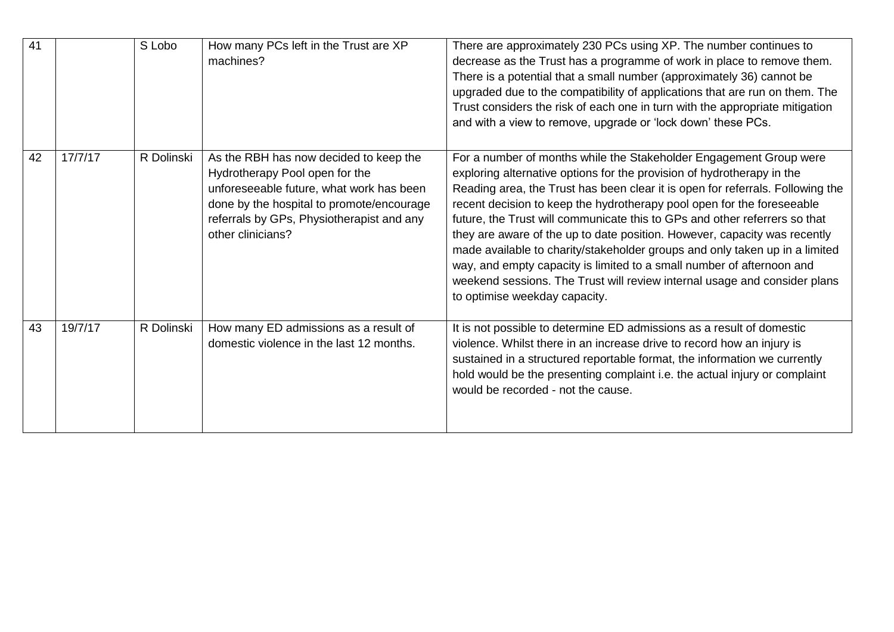| 41 | | S Lobo | How many PCs left in the Trust are XP machines? | There are approximately 230 PCs using XP. The number continues to decrease as the Trust has a programme of work in place to remove them. There is a potential that a small number (approximately 36) cannot be upgraded due to the compatibility of applications that are run on them. The Trust considers the risk of each one in turn with the appropriate mitigation and with a view to remove, upgrade or 'lock down' these PCs. |
|---|---|---|---|---|
| 42 | 17/7/17 | R Dolinski | As the RBH has now decided to keep the Hydrotherapy Pool open for the unforeseeable future, what work has been done by the hospital to promote/encourage referrals by GPs, Physiotherapist and any other clinicians? | For a number of months while the Stakeholder Engagement Group were exploring alternative options for the provision of hydrotherapy in the Reading area, the Trust has been clear it is open for referrals. Following the recent decision to keep the hydrotherapy pool open for the foreseeable future, the Trust will communicate this to GPs and other referrers so that they are aware of the up to date position. However, capacity was recently made available to charity/stakeholder groups and only taken up in a limited way, and empty capacity is limited to a small number of afternoon and weekend sessions. The Trust will review internal usage and consider plans to optimise weekday capacity. |
| 43 | 19/7/17 | R Dolinski | How many ED admissions as a result of domestic violence in the last 12 months. | It is not possible to determine ED admissions as a result of domestic violence. Whilst there in an increase drive to record how an injury is sustained in a structured reportable format, the information we currently hold would be the presenting complaint i.e. the actual injury or complaint would be recorded - not the cause. |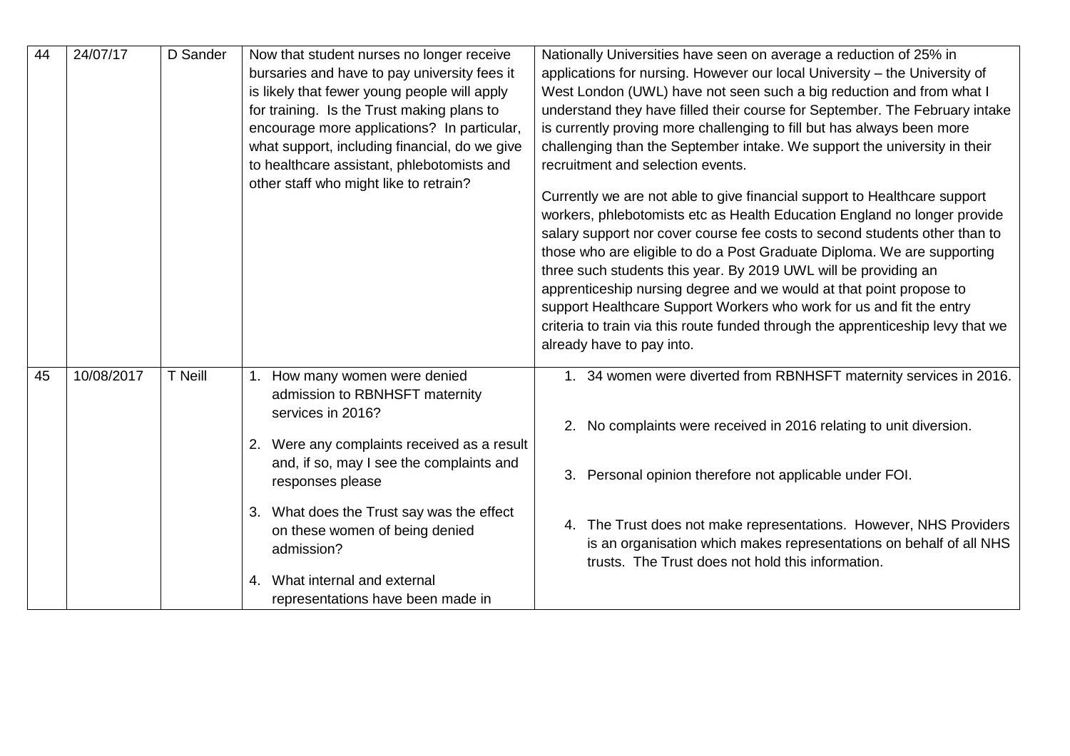| 44 | 24/07/17 | D Sander | Now that student nurses no longer receive bursaries and have to pay university fees it is likely that fewer young people will apply for training. Is the Trust making plans to encourage more applications? In particular, what support, including financial, do we give to healthcare assistant, phlebotomists and other staff who might like to retrain? | Nationally Universities have seen on average a reduction of 25% in applications for nursing. However our local University – the University of West London (UWL) have not seen such a big reduction and from what I understand they have filled their course for September. The February intake is currently proving more challenging to fill but has always been more challenging than the September intake. We support the university in their recruitment and selection events.<br><br>Currently we are not able to give financial support to Healthcare support workers, phlebotomists etc as Health Education England no longer provide salary support nor cover course fee costs to second students other than to those who are eligible to do a Post Graduate Diploma. We are supporting three such students this year. By 2019 UWL will be providing an apprenticeship nursing degree and we would at that point propose to support Healthcare Support Workers who work for us and fit the entry criteria to train via this route funded through the apprenticeship levy that we already have to pay into. |
|---|---|---|---|---|
| 45 | 10/08/2017 | T Neill | 1. How many women were denied admission to RBNHSFT maternity services in 2016?<br>2. Were any complaints received as a result and, if so, may I see the complaints and responses please<br>3. What does the Trust say was the effect on these women of being denied admission?<br>4. What internal and external representations have been made in | 1. 34 women were diverted from RBNHSFT maternity services in 2016.<br>2. No complaints were received in 2016 relating to unit diversion.<br>3. Personal opinion therefore not applicable under FOI.<br>4. The Trust does not make representations. However, NHS Providers is an organisation which makes representations on behalf of all NHS trusts. The Trust does not hold this information. |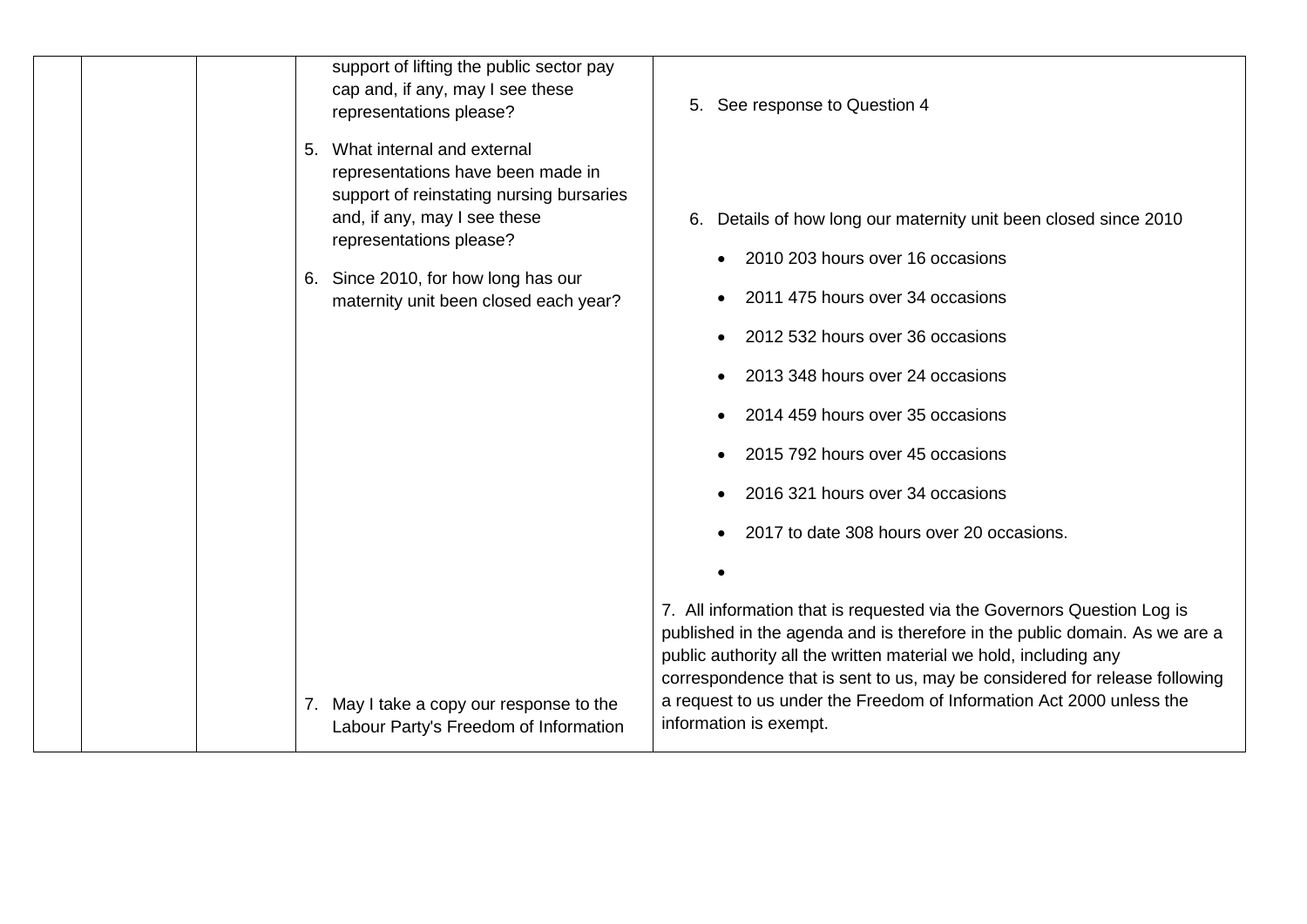| | | | Question | Response |
|---|---|---|---|---|
| | | | support of lifting the public sector pay cap and, if any, may I see these representations please?<br><br>5. What internal and external representations have been made in support of reinstating nursing bursaries and, if any, may I see these representations please?<br><br>6. Since 2010, for how long has our maternity unit been closed each year?<br><br>7. May I take a copy our response to the Labour Party's Freedom of Information | 5. See response to Question 4<br><br>6. Details of how long our maternity unit been closed since 2010<br><br>• 2010 203 hours over 16 occasions<br>• 2011 475 hours over 34 occasions<br>• 2012 532 hours over 36 occasions<br>• 2013 348 hours over 24 occasions<br>• 2014 459 hours over 35 occasions<br>• 2015 792 hours over 45 occasions<br>• 2016 321 hours over 34 occasions<br>• 2017 to date 308 hours over 20 occasions.<br>•<br><br>7. All information that is requested via the Governors Question Log is published in the agenda and is therefore in the public domain. As we are a public authority all the written material we hold, including any correspondence that is sent to us, may be considered for release following a request to us under the Freedom of Information Act 2000 unless the information is exempt. |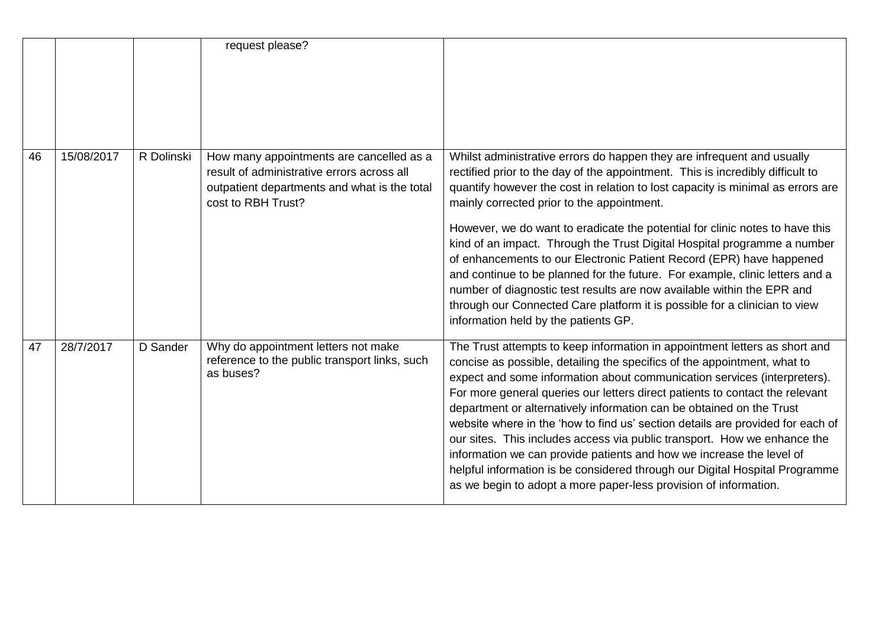| | | | | |
|---|---|---|---|---|
| | | | request please? | |
| 46 | 15/08/2017 | R Dolinski | How many appointments are cancelled as a result of administrative errors across all outpatient departments and what is the total cost to RBH Trust? | Whilst administrative errors do happen they are infrequent and usually rectified prior to the day of the appointment. This is incredibly difficult to quantify however the cost in relation to lost capacity is minimal as errors are mainly corrected prior to the appointment.<br><br>However, we do want to eradicate the potential for clinic notes to have this kind of an impact. Through the Trust Digital Hospital programme a number of enhancements to our Electronic Patient Record (EPR) have happened and continue to be planned for the future. For example, clinic letters and a number of diagnostic test results are now available within the EPR and through our Connected Care platform it is possible for a clinician to view information held by the patients GP. |
| 47 | 28/7/2017 | D Sander | Why do appointment letters not make reference to the public transport links, such as buses? | The Trust attempts to keep information in appointment letters as short and concise as possible, detailing the specifics of the appointment, what to expect and some information about communication services (interpreters). For more general queries our letters direct patients to contact the relevant department or alternatively information can be obtained on the Trust website where in the 'how to find us' section details are provided for each of our sites. This includes access via public transport. How we enhance the information we can provide patients and how we increase the level of helpful information is be considered through our Digital Hospital Programme as we begin to adopt a more paper-less provision of information. |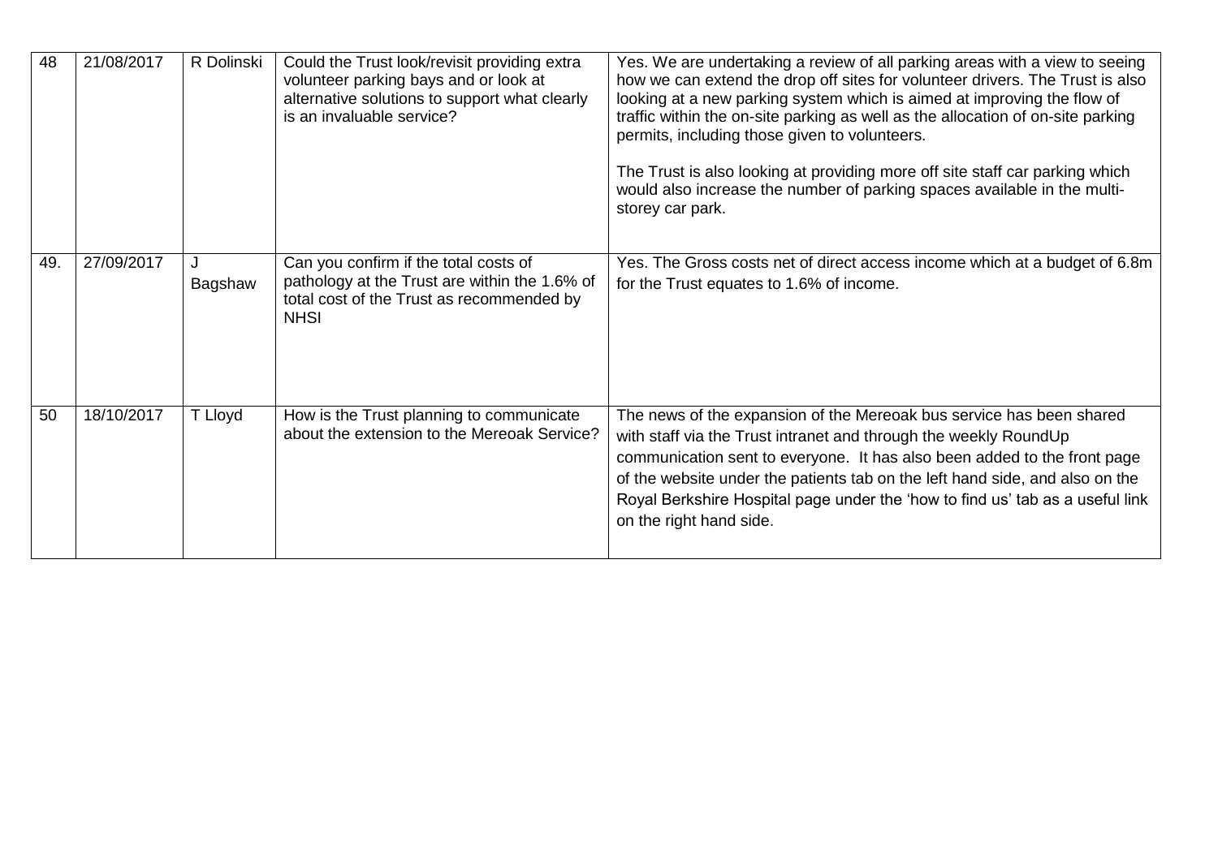| 48 | 21/08/2017 | R Dolinski | Could the Trust look/revisit providing extra volunteer parking bays and or look at alternative solutions to support what clearly is an invaluable service? | Yes. We are undertaking a review of all parking areas with a view to seeing how we can extend the drop off sites for volunteer drivers. The Trust is also looking at a new parking system which is aimed at improving the flow of traffic within the on-site parking as well as the allocation of on-site parking permits, including those given to volunteers.<br><br>The Trust is also looking at providing more off site staff car parking which would also increase the number of parking spaces available in the multi-storey car park. |
|---|---|---|---|---|
| 49. | 27/09/2017 | J Bagshaw | Can you confirm if the total costs of pathology at the Trust are within the 1.6% of total cost of the Trust as recommended by NHSI | Yes. The Gross costs net of direct access income which at a budget of 6.8m for the Trust equates to 1.6% of income. |
| 50 | 18/10/2017 | T Lloyd | How is the Trust planning to communicate about the extension to the Mereoak Service? | The news of the expansion of the Mereoak bus service has been shared with staff via the Trust intranet and through the weekly RoundUp communication sent to everyone. It has also been added to the front page of the website under the patients tab on the left hand side, and also on the Royal Berkshire Hospital page under the 'how to find us' tab as a useful link on the right hand side. |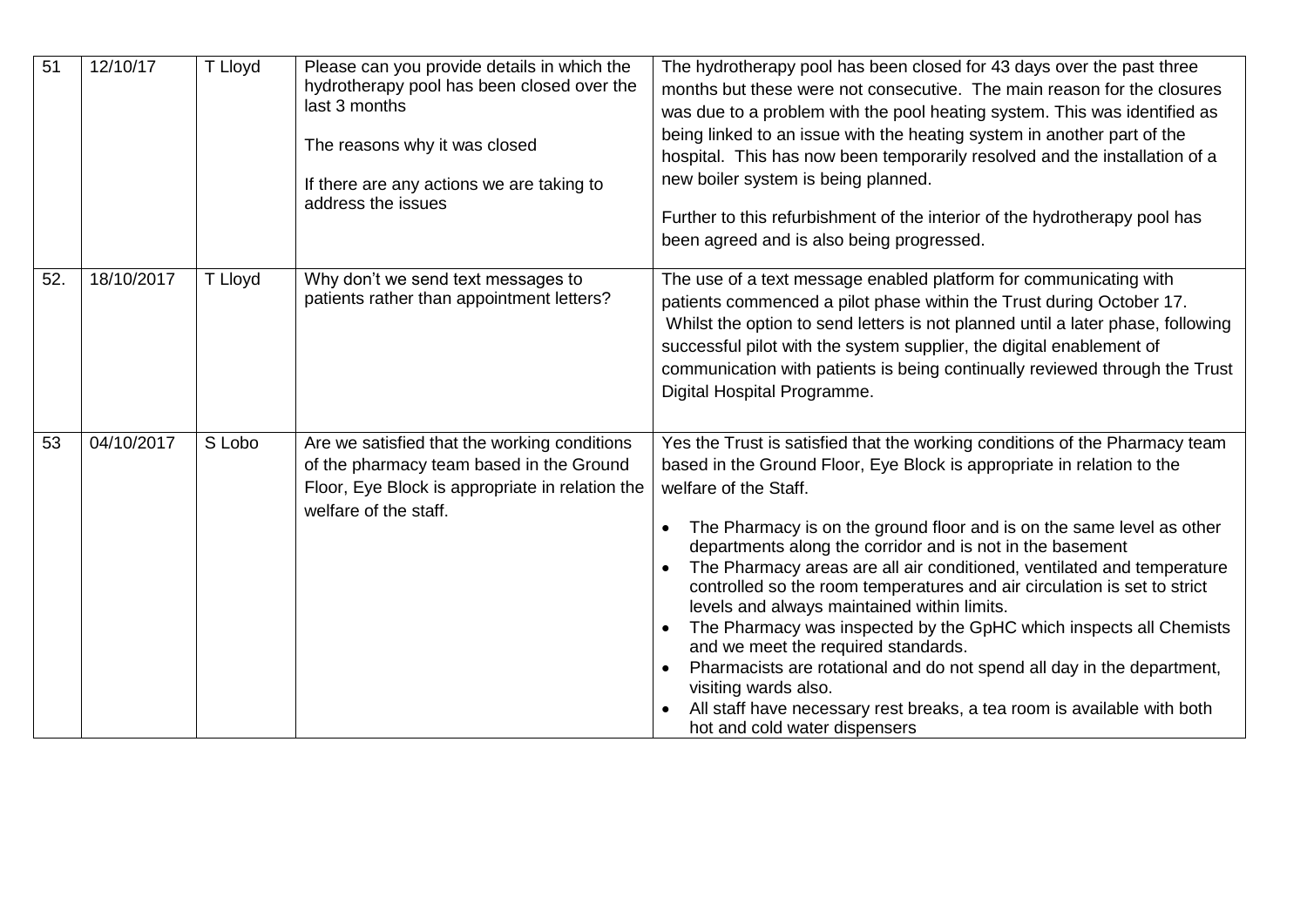| 51 | 12/10/17 | T Lloyd | Please can you provide details in which the hydrotherapy pool has been closed over the last 3 months<br><br>The reasons why it was closed<br><br>If there are any actions we are taking to address the issues | The hydrotherapy pool has been closed for 43 days over the past three months but these were not consecutive. The main reason for the closures was due to a problem with the pool heating system. This was identified as being linked to an issue with the heating system in another part of the hospital. This has now been temporarily resolved and the installation of a new boiler system is being planned.<br><br>Further to this refurbishment of the interior of the hydrotherapy pool has been agreed and is also being progressed. |
|---|---|---|---|---|
| 52. | 18/10/2017 | T Lloyd | Why don't we send text messages to patients rather than appointment letters? | The use of a text message enabled platform for communicating with patients commenced a pilot phase within the Trust during October 17. Whilst the option to send letters is not planned until a later phase, following successful pilot with the system supplier, the digital enablement of communication with patients is being continually reviewed through the Trust Digital Hospital Programme. |
| 53 | 04/10/2017 | S Lobo | Are we satisfied that the working conditions of the pharmacy team based in the Ground Floor, Eye Block is appropriate in relation the welfare of the staff. | Yes the Trust is satisfied that the working conditions of the Pharmacy team based in the Ground Floor, Eye Block is appropriate in relation to the welfare of the Staff.<br><br>• The Pharmacy is on the ground floor and is on the same level as other departments along the corridor and is not in the basement<br>• The Pharmacy areas are all air conditioned, ventilated and temperature controlled so the room temperatures and air circulation is set to strict levels and always maintained within limits.<br>• The Pharmacy was inspected by the GpHC which inspects all Chemists and we meet the required standards.<br>• Pharmacists are rotational and do not spend all day in the department, visiting wards also.<br>• All staff have necessary rest breaks, a tea room is available with both hot and cold water dispensers |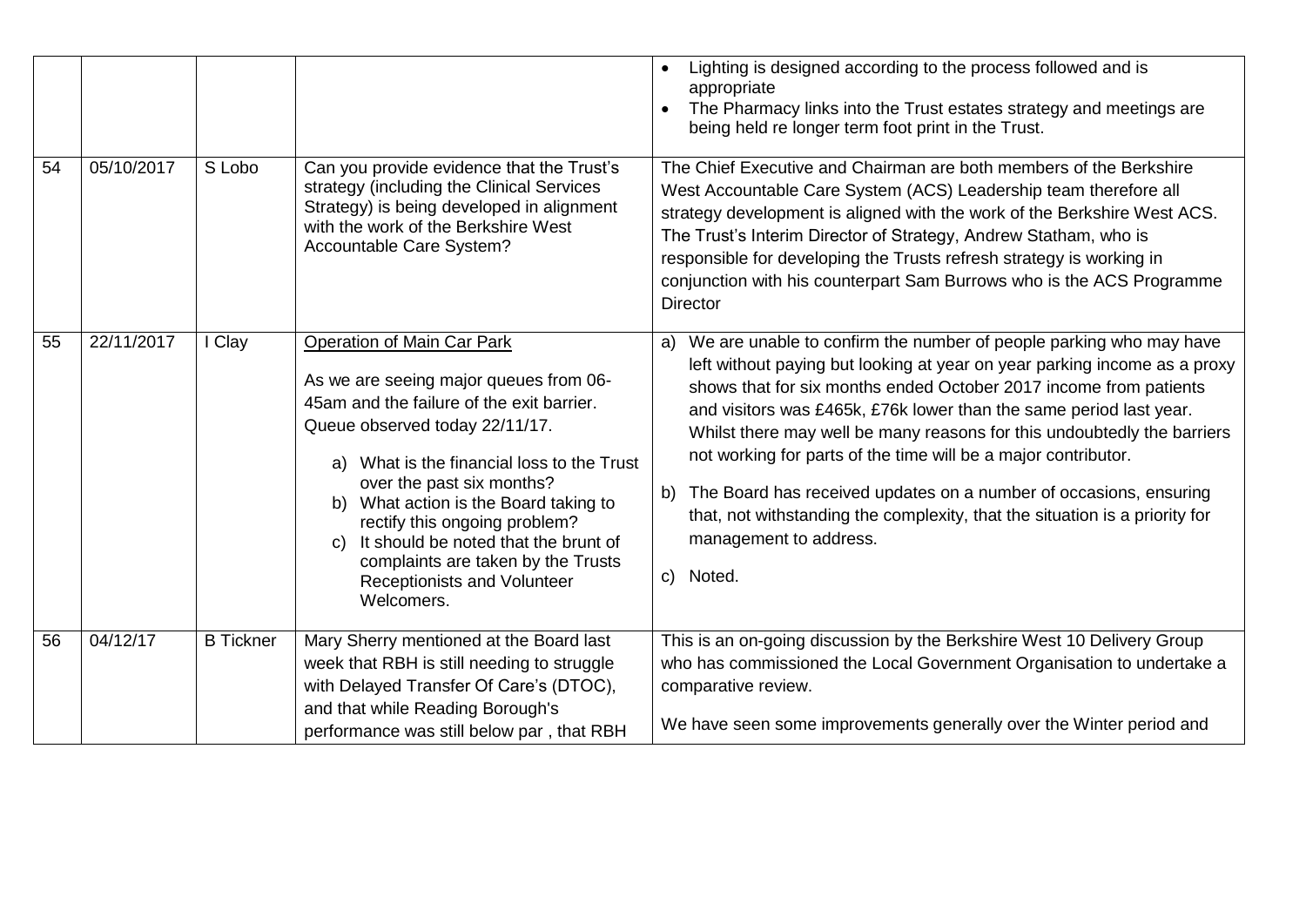| | | | | |
|---|---|---|---|---|
| | | | | • Lighting is designed according to the process followed and is appropriate<br>• The Pharmacy links into the Trust estates strategy and meetings are being held re longer term foot print in the Trust. |
| 54 | 05/10/2017 | S Lobo | Can you provide evidence that the Trust's strategy (including the Clinical Services Strategy) is being developed in alignment with the work of the Berkshire West Accountable Care System? | The Chief Executive and Chairman are both members of the Berkshire West Accountable Care System (ACS) Leadership team therefore all strategy development is aligned with the work of the Berkshire West ACS. The Trust's Interim Director of Strategy, Andrew Statham, who is responsible for developing the Trusts refresh strategy is working in conjunction with his counterpart Sam Burrows who is the ACS Programme Director |
| 55 | 22/11/2017 | I Clay | Operation of Main Car Park<br><br>As we are seeing major queues from 06-45am and the failure of the exit barrier. Queue observed today 22/11/17.<br><br>a) What is the financial loss to the Trust over the past six months?<br>b) What action is the Board taking to rectify this ongoing problem?<br>c) It should be noted that the brunt of complaints are taken by the Trusts Receptionists and Volunteer Welcomers. | a) We are unable to confirm the number of people parking who may have left without paying but looking at year on year parking income as a proxy shows that for six months ended October 2017 income from patients and visitors was £465k, £76k lower than the same period last year. Whilst there may well be many reasons for this undoubtedly the barriers not working for parts of the time will be a major contributor.<br><br>b) The Board has received updates on a number of occasions, ensuring that, not withstanding the complexity, that the situation is a priority for management to address.<br><br>c) Noted. |
| 56 | 04/12/17 | B Tickner | Mary Sherry mentioned at the Board last week that RBH is still needing to struggle with Delayed Transfer Of Care's (DTOC), and that while Reading Borough's performance was still below par , that RBH | This is an on-going discussion by the Berkshire West 10 Delivery Group who has commissioned the Local Government Organisation to undertake a comparative review.<br><br>We have seen some improvements generally over the Winter period and |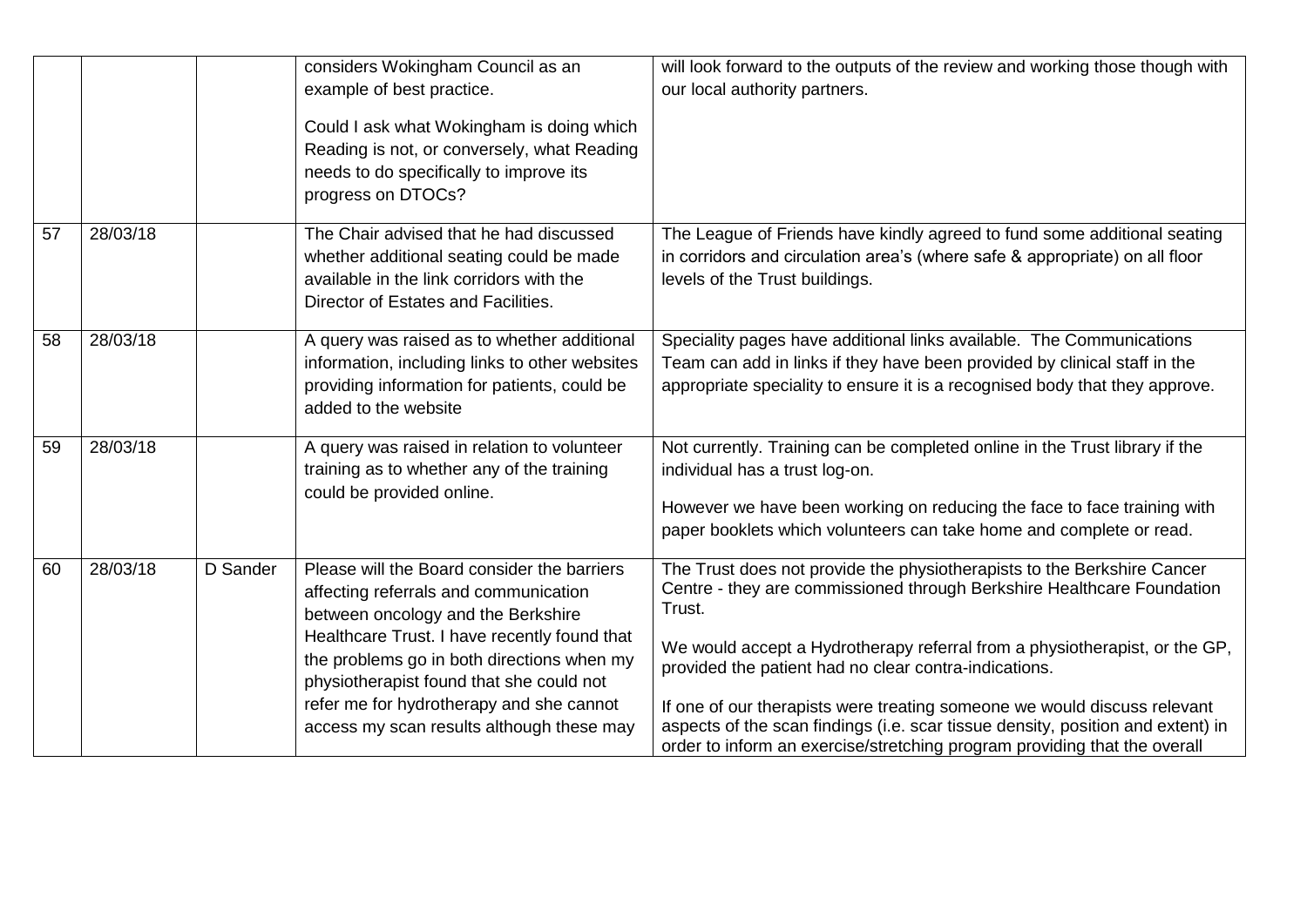| | | | | |
|---|---|---|---|---|
| | | | considers Wokingham Council as an example of best practice.<br><br>Could I ask what Wokingham is doing which Reading is not, or conversely, what Reading needs to do specifically to improve its progress on DTOCs? | will look forward to the outputs of the review and working those though with our local authority partners. |
| 57 | 28/03/18 | | The Chair advised that he had discussed whether additional seating could be made available in the link corridors with the Director of Estates and Facilities. | The League of Friends have kindly agreed to fund some additional seating in corridors and circulation area's (where safe & appropriate) on all floor levels of the Trust buildings. |
| 58 | 28/03/18 | | A query was raised as to whether additional information, including links to other websites providing information for patients, could be added to the website | Speciality pages have additional links available. The Communications Team can add in links if they have been provided by clinical staff in the appropriate speciality to ensure it is a recognised body that they approve. |
| 59 | 28/03/18 | | A query was raised in relation to volunteer training as to whether any of the training could be provided online. | Not currently. Training can be completed online in the Trust library if the individual has a trust log-on.<br><br>However we have been working on reducing the face to face training with paper booklets which volunteers can take home and complete or read. |
| 60 | 28/03/18 | D Sander | Please will the Board consider the barriers affecting referrals and communication between oncology and the Berkshire Healthcare Trust. I have recently found that the problems go in both directions when my physiotherapist found that she could not refer me for hydrotherapy and she cannot access my scan results although these may | The Trust does not provide the physiotherapists to the Berkshire Cancer Centre - they are commissioned through Berkshire Healthcare Foundation Trust.<br><br>We would accept a Hydrotherapy referral from a physiotherapist, or the GP, provided the patient had no clear contra-indications.<br><br>If one of our therapists were treating someone we would discuss relevant aspects of the scan findings (i.e. scar tissue density, position and extent) in order to inform an exercise/stretching program providing that the overall |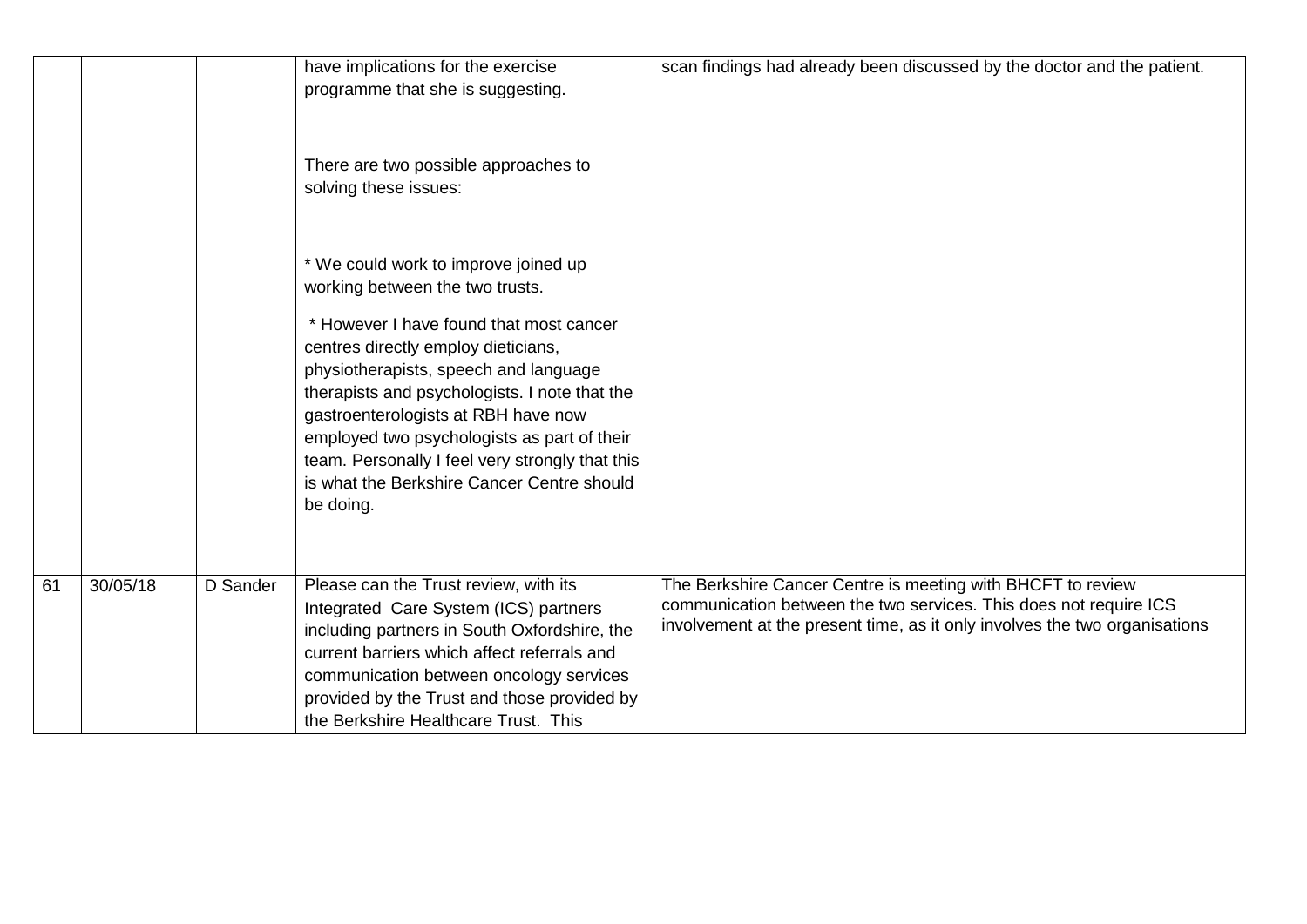| | | | | |
|---|---|---|---|---|
| | | | have implications for the exercise programme that she is suggesting.<br><br>There are two possible approaches to solving these issues:<br><br>* We could work to improve joined up working between the two trusts.<br><br>* However I have found that most cancer centres directly employ dieticians, physiotherapists, speech and language therapists and psychologists. I note that the gastroenterologists at RBH have now employed two psychologists as part of their team. Personally I feel very strongly that this is what the Berkshire Cancer Centre should be doing. | scan findings had already been discussed by the doctor and the patient. |
| 61 | 30/05/18 | D Sander | Please can the Trust review, with its Integrated Care System (ICS) partners including partners in South Oxfordshire, the current barriers which affect referrals and communication between oncology services provided by the Trust and those provided by the Berkshire Healthcare Trust. This | The Berkshire Cancer Centre is meeting with BHCFT to review communication between the two services. This does not require ICS involvement at the present time, as it only involves the two organisations |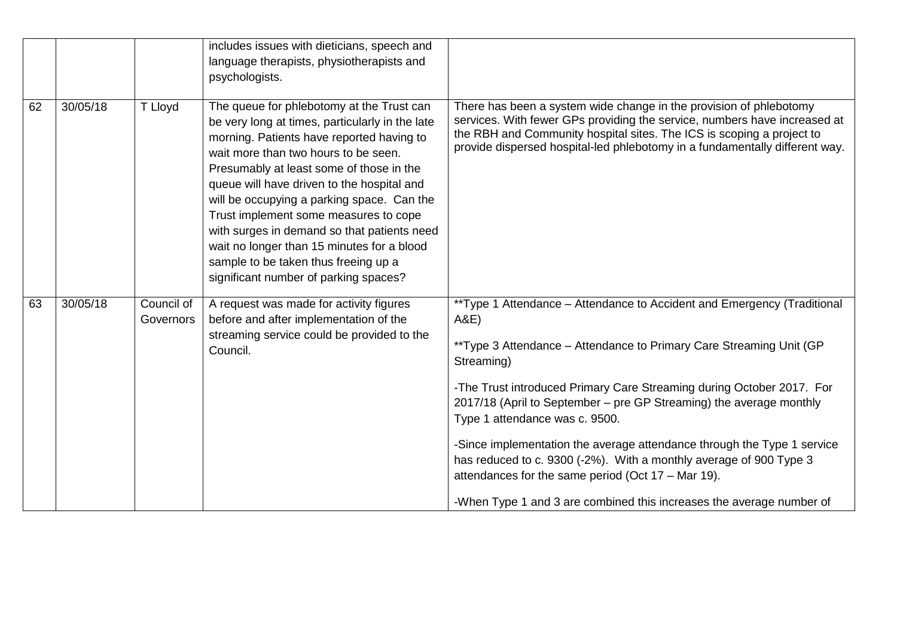| | | | | |
|---|---|---|---|---|
| | | | includes issues with dieticians, speech and language therapists, physiotherapists and psychologists. | |
| 62 | 30/05/18 | T Lloyd | The queue for phlebotomy at the Trust can be very long at times, particularly in the late morning. Patients have reported having to wait more than two hours to be seen. Presumably at least some of those in the queue will have driven to the hospital and will be occupying a parking space. Can the Trust implement some measures to cope with surges in demand so that patients need wait no longer than 15 minutes for a blood sample to be taken thus freeing up a significant number of parking spaces? | There has been a system wide change in the provision of phlebotomy services. With fewer GPs providing the service, numbers have increased at the RBH and Community hospital sites. The ICS is scoping a project to provide dispersed hospital-led phlebotomy in a fundamentally different way. |
| 63 | 30/05/18 | Council of Governors | A request was made for activity figures before and after implementation of the streaming service could be provided to the Council. | **Type 1 Attendance – Attendance to Accident and Emergency (Traditional A&E)<br><br>**Type 3 Attendance – Attendance to Primary Care Streaming Unit (GP Streaming)<br><br>-The Trust introduced Primary Care Streaming during October 2017. For 2017/18 (April to September – pre GP Streaming) the average monthly Type 1 attendance was c. 9500.<br><br>-Since implementation the average attendance through the Type 1 service has reduced to c. 9300 (-2%). With a monthly average of 900 Type 3 attendances for the same period (Oct 17 – Mar 19).<br><br>-When Type 1 and 3 are combined this increases the average number of |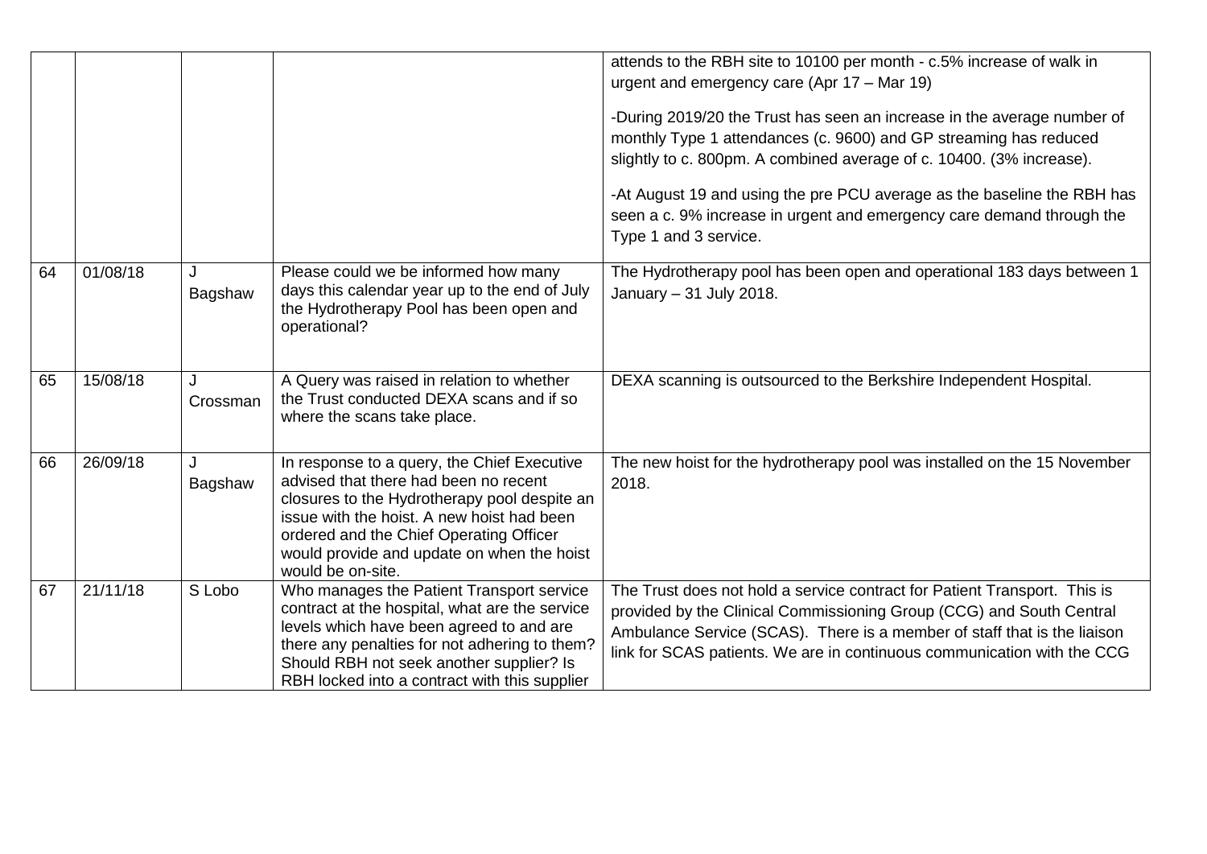| | | | | |
|---|---|---|---|---|
| | | | | attends to the RBH site to 10100 per month - c.5% increase of walk in urgent and emergency care (Apr 17 – Mar 19)<br><br>-During 2019/20 the Trust has seen an increase in the average number of monthly Type 1 attendances (c. 9600) and GP streaming has reduced slightly to c. 800pm. A combined average of c. 10400. (3% increase).<br><br>-At August 19 and using the pre PCU average as the baseline the RBH has seen a c. 9% increase in urgent and emergency care demand through the Type 1 and 3 service. |
| 64 | 01/08/18 | J Bagshaw | Please could we be informed how many days this calendar year up to the end of July the Hydrotherapy Pool has been open and operational? | The Hydrotherapy pool has been open and operational 183 days between 1 January – 31 July 2018. |
| 65 | 15/08/18 | J Crossman | A Query was raised in relation to whether the Trust conducted DEXA scans and if so where the scans take place. | DEXA scanning is outsourced to the Berkshire Independent Hospital. |
| 66 | 26/09/18 | J Bagshaw | In response to a query, the Chief Executive advised that there had been no recent closures to the Hydrotherapy pool despite an issue with the hoist. A new hoist had been ordered and the Chief Operating Officer would provide and update on when the hoist would be on-site. | The new hoist for the hydrotherapy pool was installed on the 15 November 2018. |
| 67 | 21/11/18 | S Lobo | Who manages the Patient Transport service contract at the hospital, what are the service levels which have been agreed to and are there any penalties for not adhering to them? Should RBH not seek another supplier? Is RBH locked into a contract with this supplier | The Trust does not hold a service contract for Patient Transport. This is provided by the Clinical Commissioning Group (CCG) and South Central Ambulance Service (SCAS). There is a member of staff that is the liaison link for SCAS patients. We are in continuous communication with the CCG |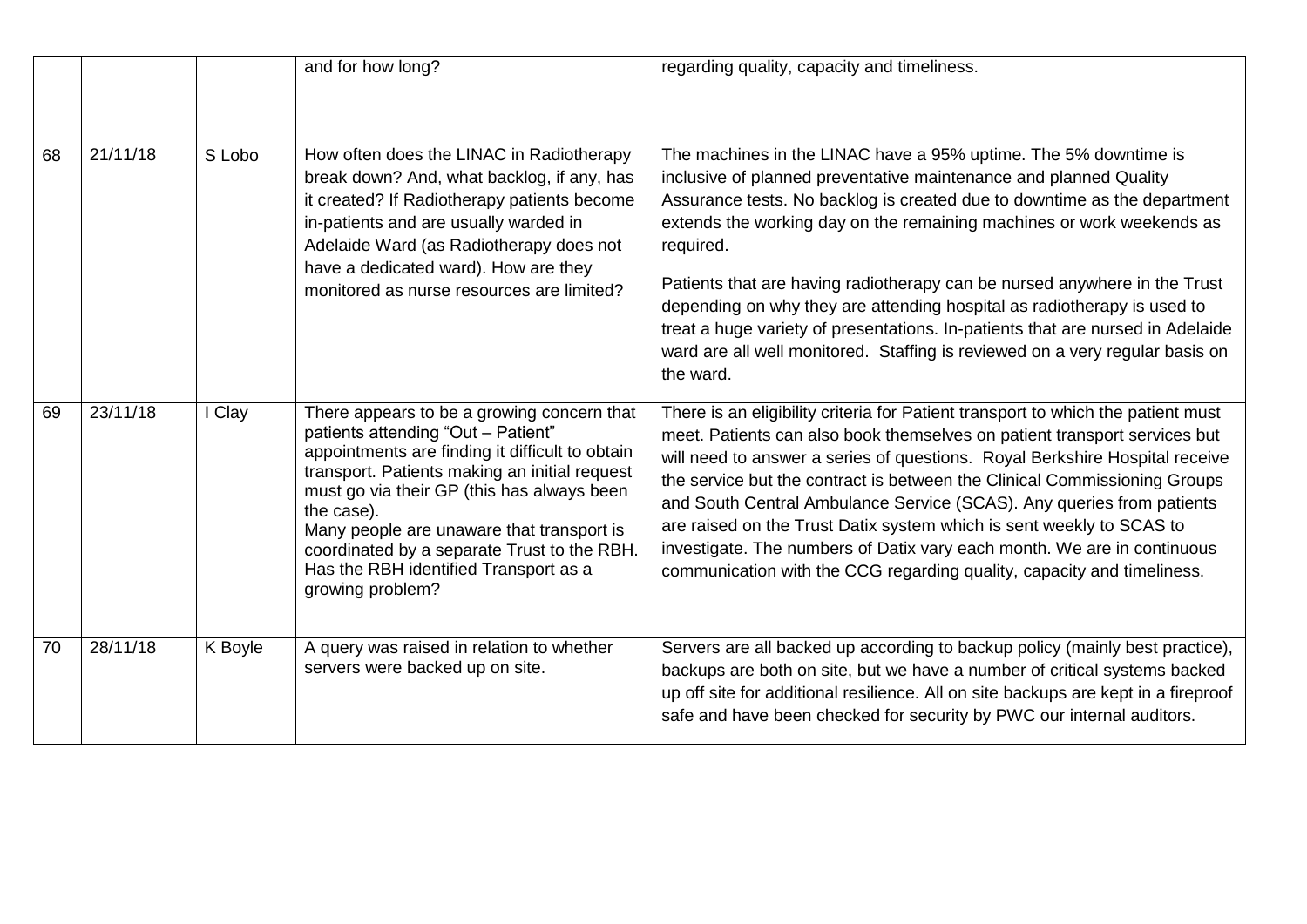| | | | and for how long? | regarding quality, capacity and timeliness. |
|---|---|---|---|---|
| 68 | 21/11/18 | S Lobo | How often does the LINAC in Radiotherapy break down? And, what backlog, if any, has it created? If Radiotherapy patients become in-patients and are usually warded in Adelaide Ward (as Radiotherapy does not have a dedicated ward). How are they monitored as nurse resources are limited? | The machines in the LINAC have a 95% uptime. The 5% downtime is inclusive of planned preventative maintenance and planned Quality Assurance tests. No backlog is created due to downtime as the department extends the working day on the remaining machines or work weekends as required.<br><br>Patients that are having radiotherapy can be nursed anywhere in the Trust depending on why they are attending hospital as radiotherapy is used to treat a huge variety of presentations. In-patients that are nursed in Adelaide ward are all well monitored. Staffing is reviewed on a very regular basis on the ward. |
| 69 | 23/11/18 | I Clay | There appears to be a growing concern that patients attending "Out – Patient" appointments are finding it difficult to obtain transport. Patients making an initial request must go via their GP (this has always been the case).<br>Many people are unaware that transport is coordinated by a separate Trust to the RBH. Has the RBH identified Transport as a growing problem? | There is an eligibility criteria for Patient transport to which the patient must meet. Patients can also book themselves on patient transport services but will need to answer a series of questions. Royal Berkshire Hospital receive the service but the contract is between the Clinical Commissioning Groups and South Central Ambulance Service (SCAS). Any queries from patients are raised on the Trust Datix system which is sent weekly to SCAS to investigate. The numbers of Datix vary each month. We are in continuous communication with the CCG regarding quality, capacity and timeliness. |
| 70 | 28/11/18 | K Boyle | A query was raised in relation to whether servers were backed up on site. | Servers are all backed up according to backup policy (mainly best practice), backups are both on site, but we have a number of critical systems backed up off site for additional resilience. All on site backups are kept in a fireproof safe and have been checked for security by PWC our internal auditors. |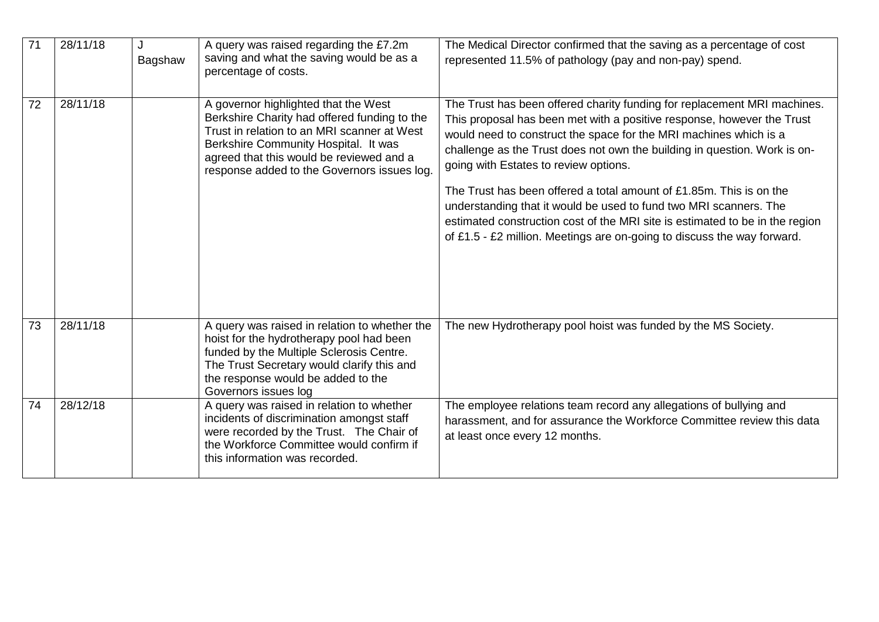| 71 | 28/11/18 | J Bagshaw | A query was raised regarding the £7.2m saving and what the saving would be as a percentage of costs. | The Medical Director confirmed that the saving as a percentage of cost represented 11.5% of pathology (pay and non-pay) spend. |
|---|---|---|---|---|
| 72 | 28/11/18 | | A governor highlighted that the West Berkshire Charity had offered funding to the Trust in relation to an MRI scanner at West Berkshire Community Hospital. It was agreed that this would be reviewed and a response added to the Governors issues log. | The Trust has been offered charity funding for replacement MRI machines. This proposal has been met with a positive response, however the Trust would need to construct the space for the MRI machines which is a challenge as the Trust does not own the building in question. Work is on-going with Estates to review options.<br><br>The Trust has been offered a total amount of £1.85m. This is on the understanding that it would be used to fund two MRI scanners. The estimated construction cost of the MRI site is estimated to be in the region of £1.5 - £2 million. Meetings are on-going to discuss the way forward. |
| 73 | 28/11/18 | | A query was raised in relation to whether the hoist for the hydrotherapy pool had been funded by the Multiple Sclerosis Centre. The Trust Secretary would clarify this and the response would be added to the Governors issues log | The new Hydrotherapy pool hoist was funded by the MS Society. |
| 74 | 28/12/18 | | A query was raised in relation to whether incidents of discrimination amongst staff were recorded by the Trust. The Chair of the Workforce Committee would confirm if this information was recorded. | The employee relations team record any allegations of bullying and harassment, and for assurance the Workforce Committee review this data at least once every 12 months. |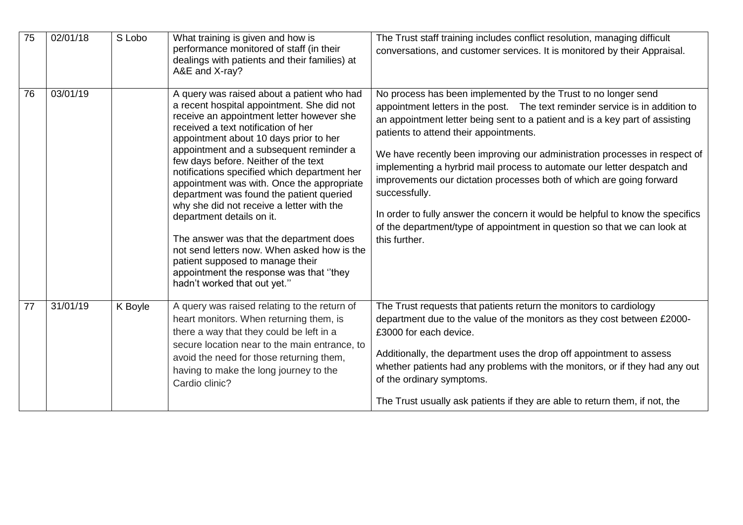| 75 | 02/01/18 | S Lobo | What training is given and how is performance monitored of staff (in their dealings with patients and their families) at A&E and X-ray? | The Trust staff training includes conflict resolution, managing difficult conversations, and customer services. It is monitored by their Appraisal. |
|---|---|---|---|---|
| 76 | 03/01/19 | | A query was raised about a patient who had a recent hospital appointment. She did not receive an appointment letter however she received a text notification of her appointment about 10 days prior to her appointment and a subsequent reminder a few days before. Neither of the text notifications specified which department her appointment was with. Once the appropriate department was found the patient queried why she did not receive a letter with the department details on it.<br><br>The answer was that the department does not send letters now. When asked how is the patient supposed to manage their appointment the response was that ''they hadn't worked that out yet.'' | No process has been implemented by the Trust to no longer send appointment letters in the post. The text reminder service is in addition to an appointment letter being sent to a patient and is a key part of assisting patients to attend their appointments.<br><br>We have recently been improving our administration processes in respect of implementing a hyrbrid mail process to automate our letter despatch and improvements our dictation processes both of which are going forward successfully.<br><br>In order to fully answer the concern it would be helpful to know the specifics of the department/type of appointment in question so that we can look at this further. |
| 77 | 31/01/19 | K Boyle | A query was raised relating to the return of heart monitors. When returning them, is there a way that they could be left in a secure location near to the main entrance, to avoid the need for those returning them, having to make the long journey to the Cardio clinic? | The Trust requests that patients return the monitors to cardiology department due to the value of the monitors as they cost between £2000-£3000 for each device.<br><br>Additionally, the department uses the drop off appointment to assess whether patients had any problems with the monitors, or if they had any out of the ordinary symptoms.<br><br>The Trust usually ask patients if they are able to return them, if not, the |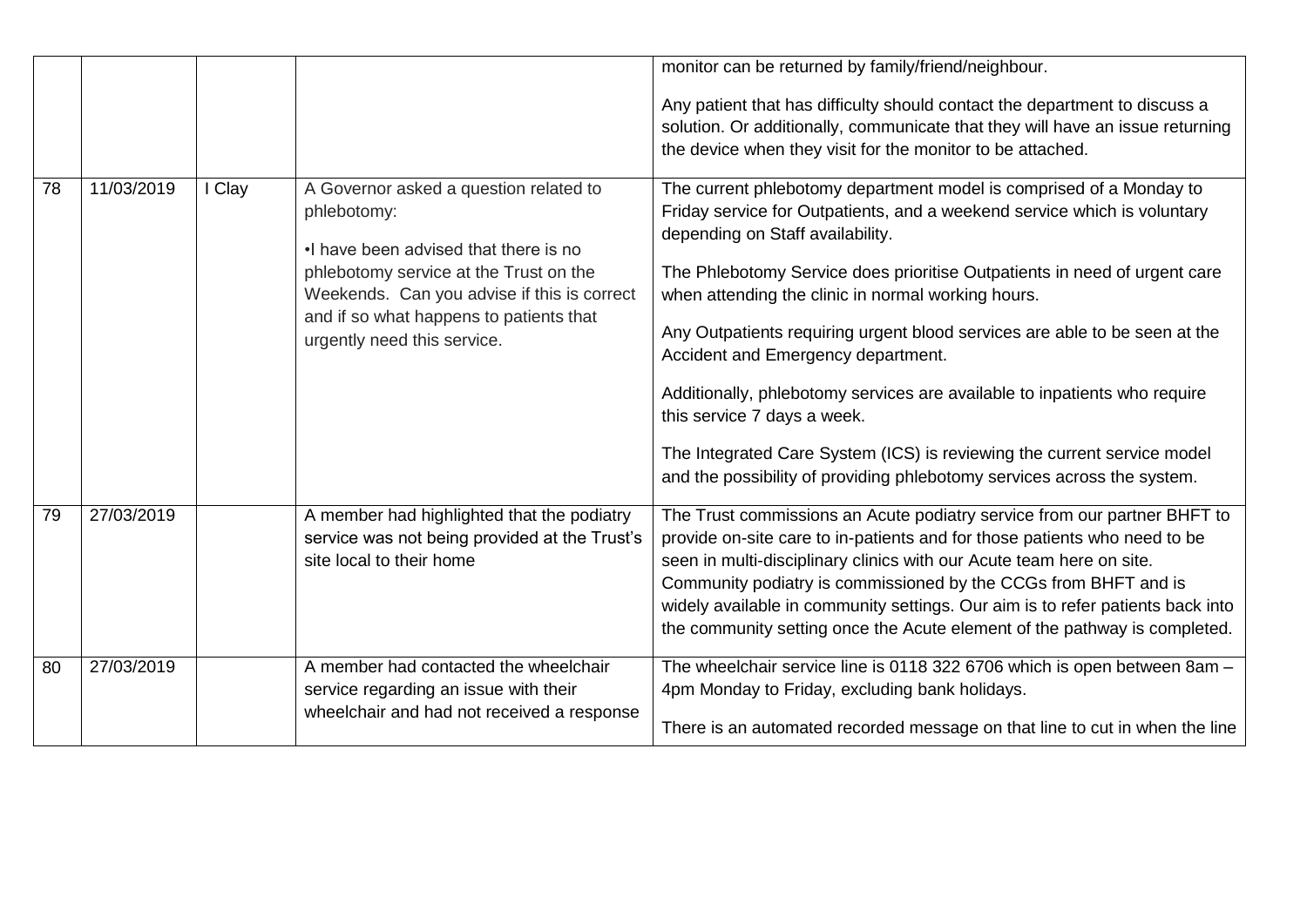| | | | | |
|---|---|---|---|---|
| | | | | monitor can be returned by family/friend/neighbour.<br><br>Any patient that has difficulty should contact the department to discuss a solution. Or additionally, communicate that they will have an issue returning the device when they visit for the monitor to be attached. |
| 78 | 11/03/2019 | I Clay | A Governor asked a question related to phlebotomy:<br><br>•I have been advised that there is no phlebotomy service at the Trust on the Weekends. Can you advise if this is correct and if so what happens to patients that urgently need this service. | The current phlebotomy department model is comprised of a Monday to Friday service for Outpatients, and a weekend service which is voluntary depending on Staff availability.<br><br>The Phlebotomy Service does prioritise Outpatients in need of urgent care when attending the clinic in normal working hours.<br><br>Any Outpatients requiring urgent blood services are able to be seen at the Accident and Emergency department.<br><br>Additionally, phlebotomy services are available to inpatients who require this service 7 days a week.<br><br>The Integrated Care System (ICS) is reviewing the current service model and the possibility of providing phlebotomy services across the system. |
| 79 | 27/03/2019 | | A member had highlighted that the podiatry service was not being provided at the Trust's site local to their home | The Trust commissions an Acute podiatry service from our partner BHFT to provide on-site care to in-patients and for those patients who need to be seen in multi-disciplinary clinics with our Acute team here on site. Community podiatry is commissioned by the CCGs from BHFT and is widely available in community settings. Our aim is to refer patients back into the community setting once the Acute element of the pathway is completed. |
| 80 | 27/03/2019 | | A member had contacted the wheelchair service regarding an issue with their wheelchair and had not received a response | The wheelchair service line is 0118 322 6706 which is open between 8am – 4pm Monday to Friday, excluding bank holidays.<br><br>There is an automated recorded message on that line to cut in when the line |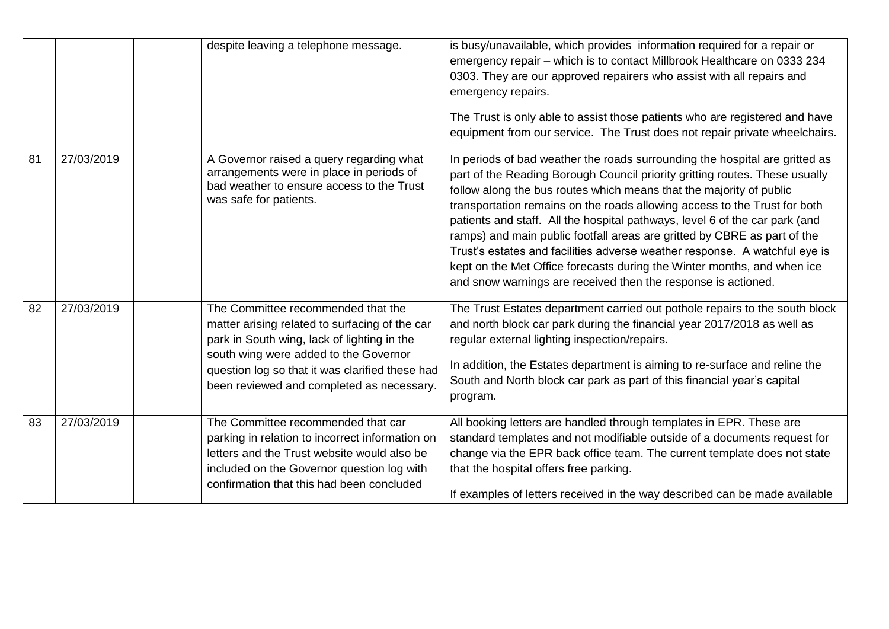|  |  |  |  |  |
|---|---|---|---|---|
|  |  |  | despite leaving a telephone message. | is busy/unavailable, which provides information required for a repair or emergency repair – which is to contact Millbrook Healthcare on 0333 234 0303. They are our approved repairers who assist with all repairs and emergency repairs.<br><br>The Trust is only able to assist those patients who are registered and have equipment from our service. The Trust does not repair private wheelchairs. |
| 81 | 27/03/2019 |  | A Governor raised a query regarding what arrangements were in place in periods of bad weather to ensure access to the Trust was safe for patients. | In periods of bad weather the roads surrounding the hospital are gritted as part of the Reading Borough Council priority gritting routes. These usually follow along the bus routes which means that the majority of public transportation remains on the roads allowing access to the Trust for both patients and staff. All the hospital pathways, level 6 of the car park (and ramps) and main public footfall areas are gritted by CBRE as part of the Trust's estates and facilities adverse weather response. A watchful eye is kept on the Met Office forecasts during the Winter months, and when ice and snow warnings are received then the response is actioned. |
| 82 | 27/03/2019 |  | The Committee recommended that the matter arising related to surfacing of the car park in South wing, lack of lighting in the south wing were added to the Governor question log so that it was clarified these had been reviewed and completed as necessary. | The Trust Estates department carried out pothole repairs to the south block and north block car park during the financial year 2017/2018 as well as regular external lighting inspection/repairs.<br><br>In addition, the Estates department is aiming to re-surface and reline the South and North block car park as part of this financial year's capital program. |
| 83 | 27/03/2019 |  | The Committee recommended that car parking in relation to incorrect information on letters and the Trust website would also be included on the Governor question log with confirmation that this had been concluded | All booking letters are handled through templates in EPR. These are standard templates and not modifiable outside of a documents request for change via the EPR back office team. The current template does not state that the hospital offers free parking.<br><br>If examples of letters received in the way described can be made available |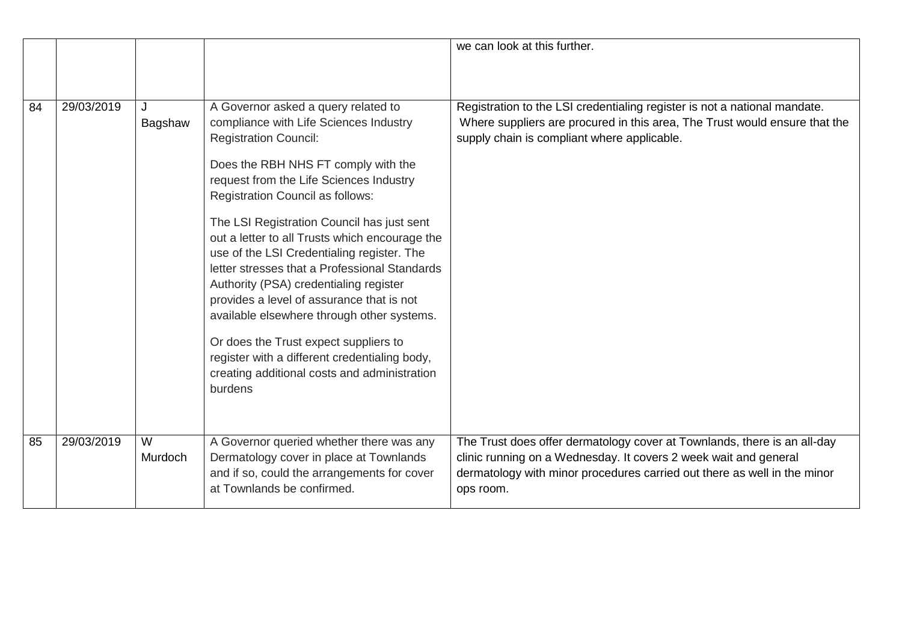| | | | | |
|---|---|---|---|---|
| | | | | we can look at this further. |
| 84 | 29/03/2019 | J Bagshaw | A Governor asked a query related to compliance with Life Sciences Industry Registration Council:<br><br>Does the RBH NHS FT comply with the request from the Life Sciences Industry Registration Council as follows:<br><br>The LSI Registration Council has just sent out a letter to all Trusts which encourage the use of the LSI Credentialing register. The letter stresses that a Professional Standards Authority (PSA) credentialing register provides a level of assurance that is not available elsewhere through other systems.<br><br>Or does the Trust expect suppliers to register with a different credentialing body, creating additional costs and administration burdens | Registration to the LSI credentialing register is not a national mandate. Where suppliers are procured in this area, The Trust would ensure that the supply chain is compliant where applicable. |
| 85 | 29/03/2019 | W Murdoch | A Governor queried whether there was any Dermatology cover in place at Townlands and if so, could the arrangements for cover at Townlands be confirmed. | The Trust does offer dermatology cover at Townlands, there is an all-day clinic running on a Wednesday. It covers 2 week wait and general dermatology with minor procedures carried out there as well in the minor ops room. |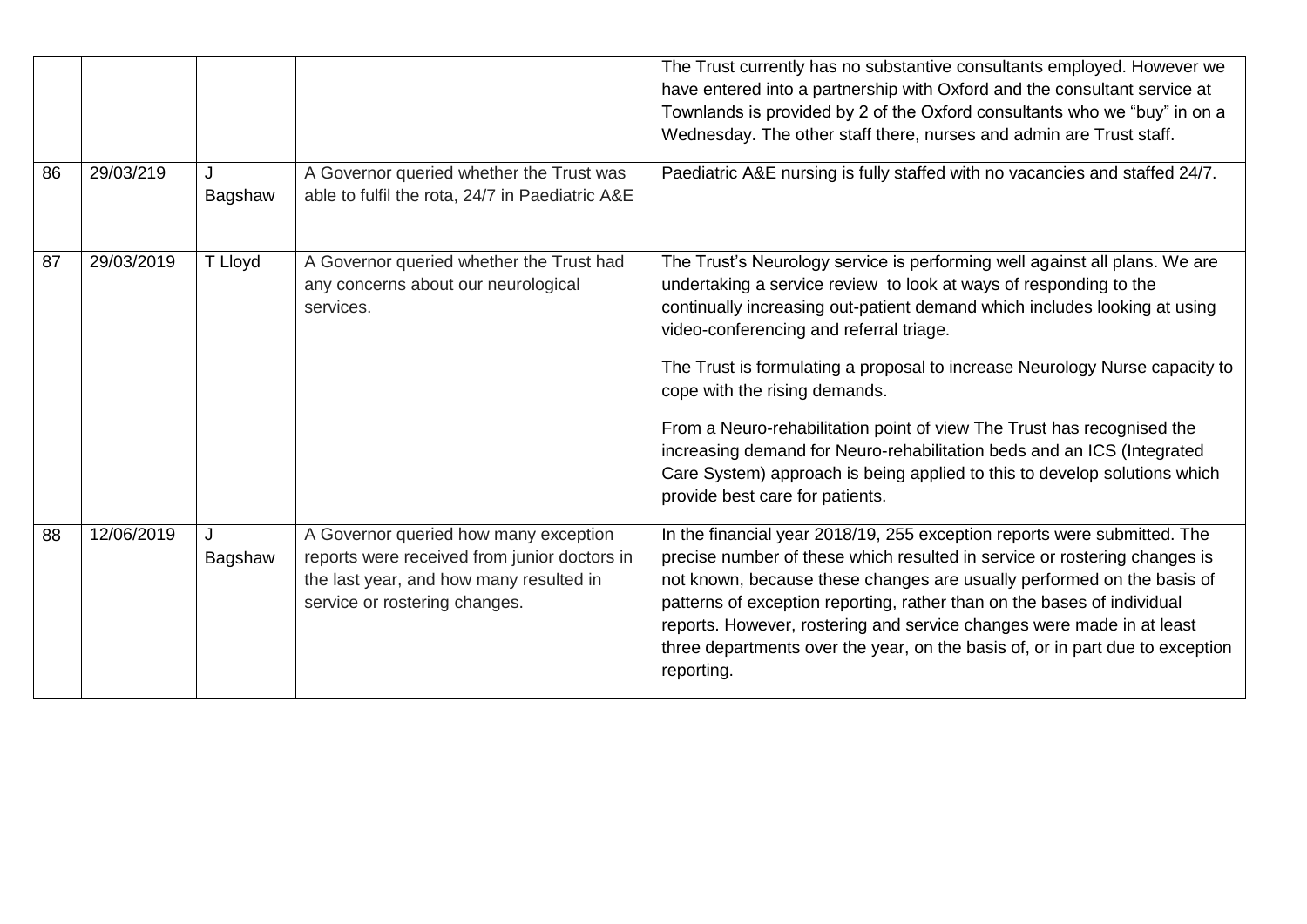| | | | | |
|---|---|---|---|---|
| | | | | The Trust currently has no substantive consultants employed. However we have entered into a partnership with Oxford and the consultant service at Townlands is provided by 2 of the Oxford consultants who we "buy" in on a Wednesday. The other staff there, nurses and admin are Trust staff. |
| 86 | 29/03/219 | J Bagshaw | A Governor queried whether the Trust was able to fulfil the rota, 24/7 in Paediatric A&E | Paediatric A&E nursing is fully staffed with no vacancies and staffed 24/7. |
| 87 | 29/03/2019 | T Lloyd | A Governor queried whether the Trust had any concerns about our neurological services. | The Trust's Neurology service is performing well against all plans. We are undertaking a service review to look at ways of responding to the continually increasing out-patient demand which includes looking at using video-conferencing and referral triage.<br><br>The Trust is formulating a proposal to increase Neurology Nurse capacity to cope with the rising demands.<br><br>From a Neuro-rehabilitation point of view The Trust has recognised the increasing demand for Neuro-rehabilitation beds and an ICS (Integrated Care System) approach is being applied to this to develop solutions which provide best care for patients. |
| 88 | 12/06/2019 | J Bagshaw | A Governor queried how many exception reports were received from junior doctors in the last year, and how many resulted in service or rostering changes. | In the financial year 2018/19, 255 exception reports were submitted. The precise number of these which resulted in service or rostering changes is not known, because these changes are usually performed on the basis of patterns of exception reporting, rather than on the bases of individual reports. However, rostering and service changes were made in at least three departments over the year, on the basis of, or in part due to exception reporting. |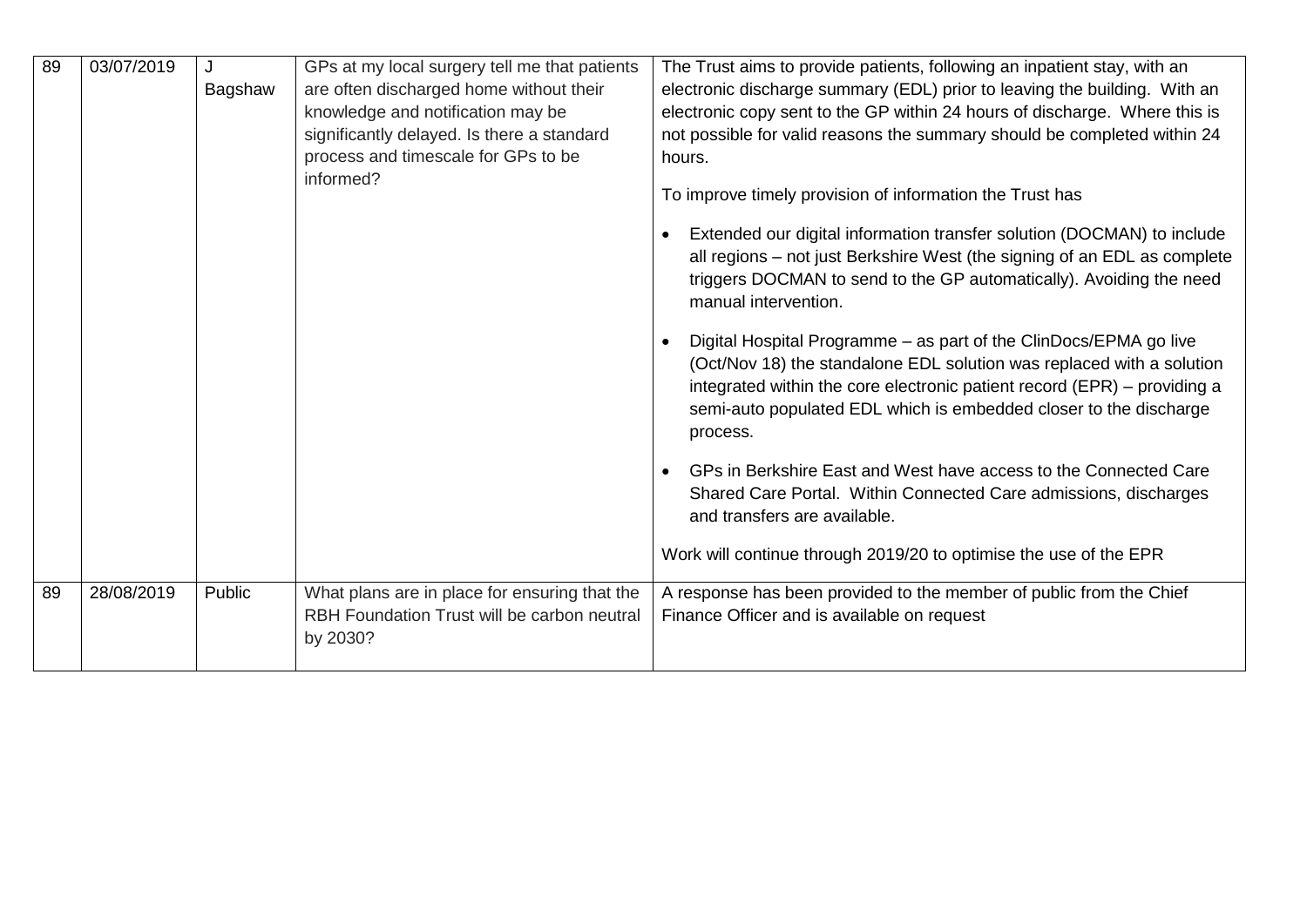| 89 | 03/07/2019 | J Bagshaw | GPs at my local surgery tell me that patients are often discharged home without their knowledge and notification may be significantly delayed. Is there a standard process and timescale for GPs to be informed? | The Trust aims to provide patients, following an inpatient stay, with an electronic discharge summary (EDL) prior to leaving the building. With an electronic copy sent to the GP within 24 hours of discharge. Where this is not possible for valid reasons the summary should be completed within 24 hours.<br><br>To improve timely provision of information the Trust has<br><br>• Extended our digital information transfer solution (DOCMAN) to include all regions – not just Berkshire West (the signing of an EDL as complete triggers DOCMAN to send to the GP automatically). Avoiding the need manual intervention.<br><br>• Digital Hospital Programme – as part of the ClinDocs/EPMA go live (Oct/Nov 18) the standalone EDL solution was replaced with a solution integrated within the core electronic patient record (EPR) – providing a semi-auto populated EDL which is embedded closer to the discharge process.<br><br>• GPs in Berkshire East and West have access to the Connected Care Shared Care Portal. Within Connected Care admissions, discharges and transfers are available.<br><br>Work will continue through 2019/20 to optimise the use of the EPR |
|---|---|---|---|---|
| 89 | 28/08/2019 | Public | What plans are in place for ensuring that the RBH Foundation Trust will be carbon neutral by 2030? | A response has been provided to the member of public from the Chief Finance Officer and is available on request |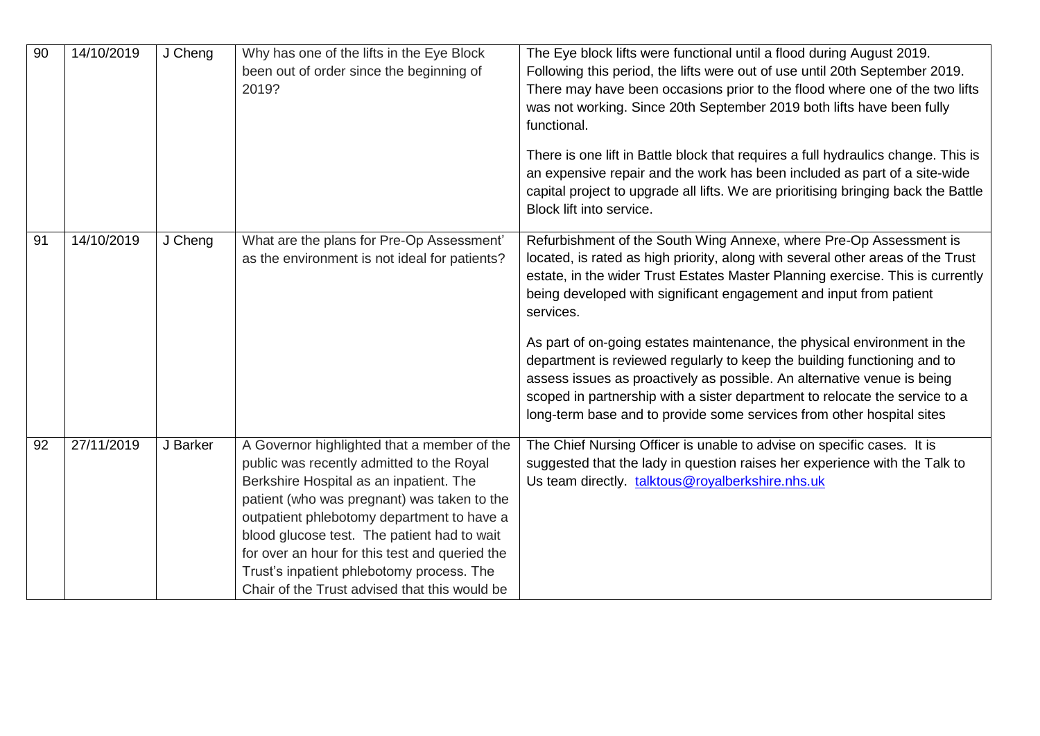| 90 | 14/10/2019 | J Cheng | Why has one of the lifts in the Eye Block been out of order since the beginning of 2019? | The Eye block lifts were functional until a flood during August 2019. Following this period, the lifts were out of use until 20th September 2019. There may have been occasions prior to the flood where one of the two lifts was not working. Since 20th September 2019 both lifts have been fully functional.<br><br>There is one lift in Battle block that requires a full hydraulics change. This is an expensive repair and the work has been included as part of a site-wide capital project to upgrade all lifts. We are prioritising bringing back the Battle Block lift into service. |
|---|---|---|---|---|
| 91 | 14/10/2019 | J Cheng | What are the plans for Pre-Op Assessment' as the environment is not ideal for patients? | Refurbishment of the South Wing Annexe, where Pre-Op Assessment is located, is rated as high priority, along with several other areas of the Trust estate, in the wider Trust Estates Master Planning exercise. This is currently being developed with significant engagement and input from patient services.<br><br>As part of on-going estates maintenance, the physical environment in the department is reviewed regularly to keep the building functioning and to assess issues as proactively as possible. An alternative venue is being scoped in partnership with a sister department to relocate the service to a long-term base and to provide some services from other hospital sites |
| 92 | 27/11/2019 | J Barker | A Governor highlighted that a member of the public was recently admitted to the Royal Berkshire Hospital as an inpatient. The patient (who was pregnant) was taken to the outpatient phlebotomy department to have a blood glucose test. The patient had to wait for over an hour for this test and queried the Trust's inpatient phlebotomy process. The Chair of the Trust advised that this would be | The Chief Nursing Officer is unable to advise on specific cases. It is suggested that the lady in question raises her experience with the Talk to Us team directly. talktous@royalberkshire.nhs.uk |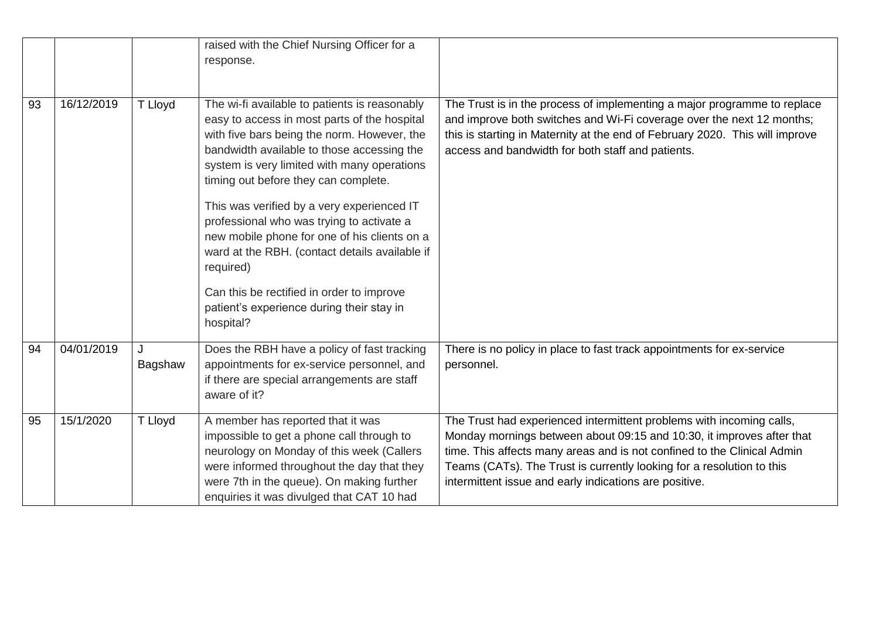| | | | | |
|---|---|---|---|---|
| | | | raised with the Chief Nursing Officer for a response. | |
| 93 | 16/12/2019 | T Lloyd | The wi-fi available to patients is reasonably easy to access in most parts of the hospital with five bars being the norm. However, the bandwidth available to those accessing the system is very limited with many operations timing out before they can complete.<br><br>This was verified by a very experienced IT professional who was trying to activate a new mobile phone for one of his clients on a ward at the RBH. (contact details available if required)<br><br>Can this be rectified in order to improve patient's experience during their stay in hospital? | The Trust is in the process of implementing a major programme to replace and improve both switches and Wi-Fi coverage over the next 12 months; this is starting in Maternity at the end of February 2020. This will improve access and bandwidth for both staff and patients. |
| 94 | 04/01/2019 | J Bagshaw | Does the RBH have a policy of fast tracking appointments for ex-service personnel, and if there are special arrangements are staff aware of it? | There is no policy in place to fast track appointments for ex-service personnel. |
| 95 | 15/1/2020 | T Lloyd | A member has reported that it was impossible to get a phone call through to neurology on Monday of this week (Callers were informed throughout the day that they were 7th in the queue). On making further enquiries it was divulged that CAT 10 had | The Trust had experienced intermittent problems with incoming calls, Monday mornings between about 09:15 and 10:30, it improves after that time. This affects many areas and is not confined to the Clinical Admin Teams (CATs). The Trust is currently looking for a resolution to this intermittent issue and early indications are positive. |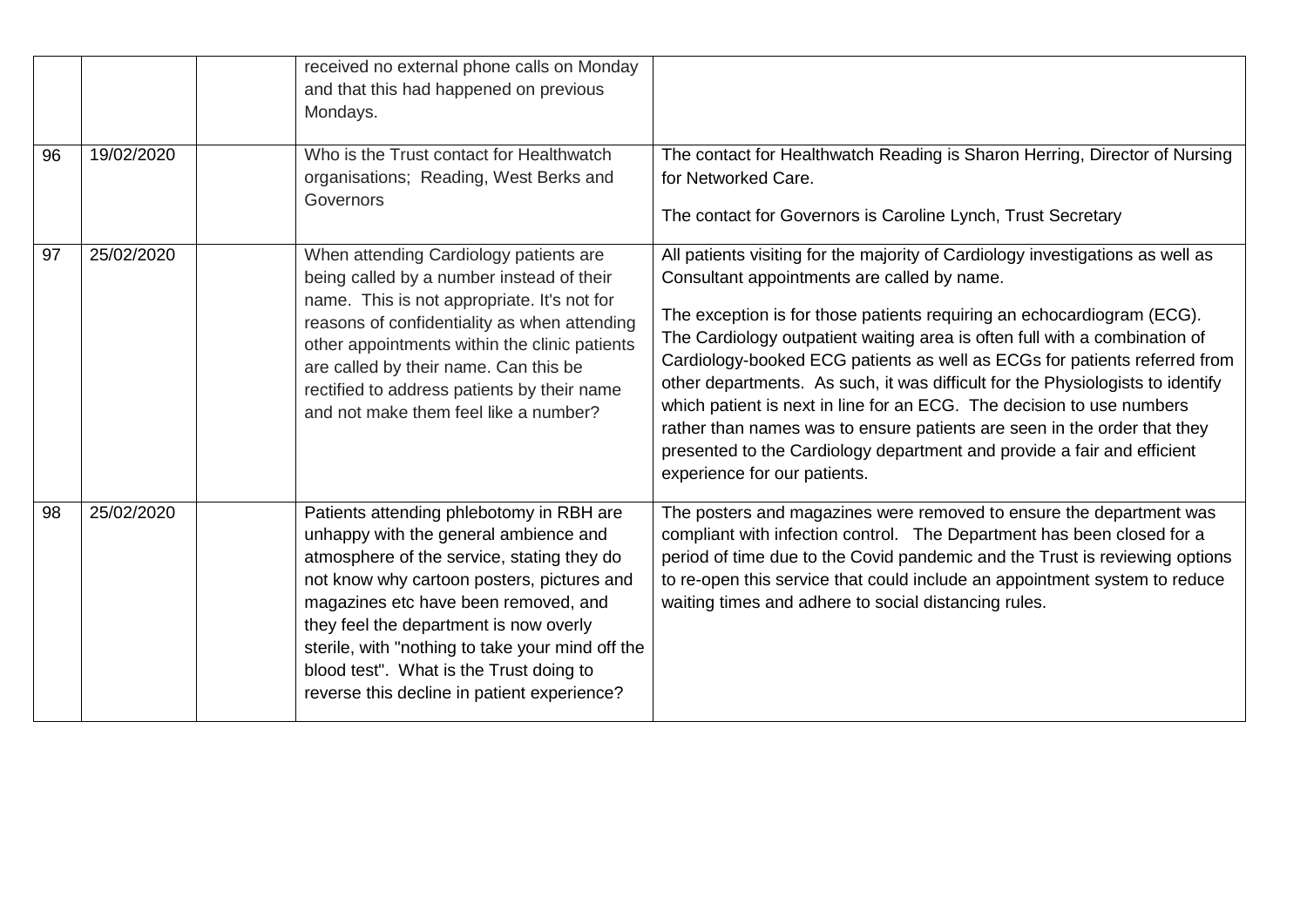| | | | | |
|---|---|---|---|---|
| | | | received no external phone calls on Monday and that this had happened on previous Mondays. | |
| 96 | 19/02/2020 | | Who is the Trust contact for Healthwatch organisations; Reading, West Berks and Governors | The contact for Healthwatch Reading is Sharon Herring, Director of Nursing for Networked Care.<br><br>The contact for Governors is Caroline Lynch, Trust Secretary |
| 97 | 25/02/2020 | | When attending Cardiology patients are being called by a number instead of their name. This is not appropriate. It's not for reasons of confidentiality as when attending other appointments within the clinic patients are called by their name. Can this be rectified to address patients by their name and not make them feel like a number? | All patients visiting for the majority of Cardiology investigations as well as Consultant appointments are called by name.<br><br>The exception is for those patients requiring an echocardiogram (ECG). The Cardiology outpatient waiting area is often full with a combination of Cardiology-booked ECG patients as well as ECGs for patients referred from other departments. As such, it was difficult for the Physiologists to identify which patient is next in line for an ECG. The decision to use numbers rather than names was to ensure patients are seen in the order that they presented to the Cardiology department and provide a fair and efficient experience for our patients. |
| 98 | 25/02/2020 | | Patients attending phlebotomy in RBH are unhappy with the general ambience and atmosphere of the service, stating they do not know why cartoon posters, pictures and magazines etc have been removed, and they feel the department is now overly sterile, with "nothing to take your mind off the blood test". What is the Trust doing to reverse this decline in patient experience? | The posters and magazines were removed to ensure the department was compliant with infection control. The Department has been closed for a period of time due to the Covid pandemic and the Trust is reviewing options to re-open this service that could include an appointment system to reduce waiting times and adhere to social distancing rules. |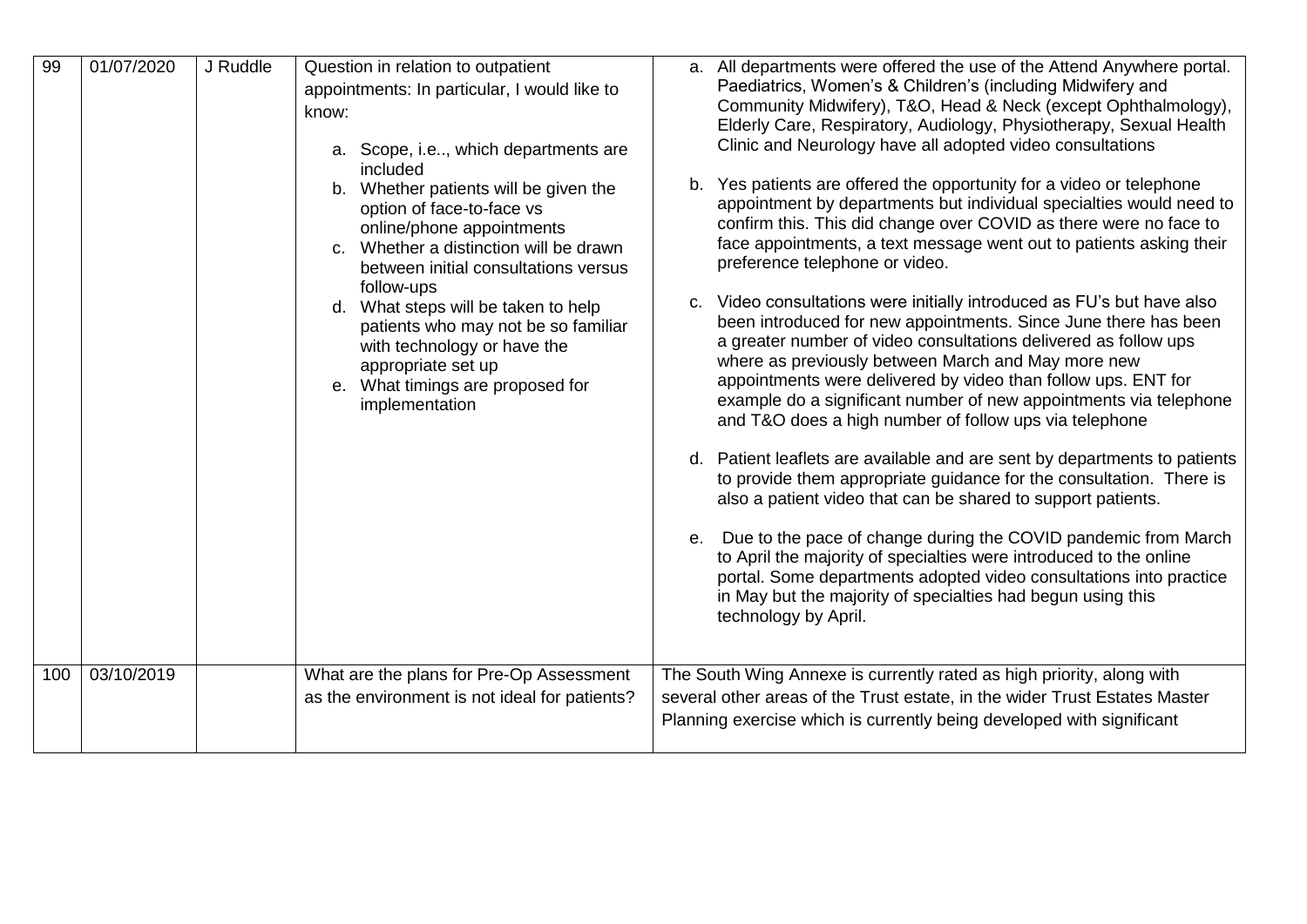| 99 | 01/07/2020 | J Ruddle | Question in relation to outpatient appointments: In particular, I would like to know:<br><br>a. Scope, i.e.., which departments are included<br>b. Whether patients will be given the option of face-to-face vs online/phone appointments<br>c. Whether a distinction will be drawn between initial consultations versus follow-ups<br>d. What steps will be taken to help patients who may not be so familiar with technology or have the appropriate set up<br>e. What timings are proposed for implementation | a. All departments were offered the use of the Attend Anywhere portal. Paediatrics, Women's & Children's (including Midwifery and Community Midwifery), T&O, Head & Neck (except Ophthalmology), Elderly Care, Respiratory, Audiology, Physiotherapy, Sexual Health Clinic and Neurology have all adopted video consultations<br><br>b. Yes patients are offered the opportunity for a video or telephone appointment by departments but individual specialties would need to confirm this. This did change over COVID as there were no face to face appointments, a text message went out to patients asking their preference telephone or video.<br><br>c. Video consultations were initially introduced as FU's but have also been introduced for new appointments. Since June there has been a greater number of video consultations delivered as follow ups where as previously between March and May more new appointments were delivered by video than follow ups. ENT for example do a significant number of new appointments via telephone and T&O does a high number of follow ups via telephone<br><br>d. Patient leaflets are available and are sent by departments to patients to provide them appropriate guidance for the consultation. There is also a patient video that can be shared to support patients.<br><br>e. Due to the pace of change during the COVID pandemic from March to April the majority of specialties were introduced to the online portal. Some departments adopted video consultations into practice in May but the majority of specialties had begun using this technology by April. |
|---|---|---|---|---|
| 100 | 03/10/2019 | | What are the plans for Pre-Op Assessment as the environment is not ideal for patients? | The South Wing Annexe is currently rated as high priority, along with several other areas of the Trust estate, in the wider Trust Estates Master Planning exercise which is currently being developed with significant |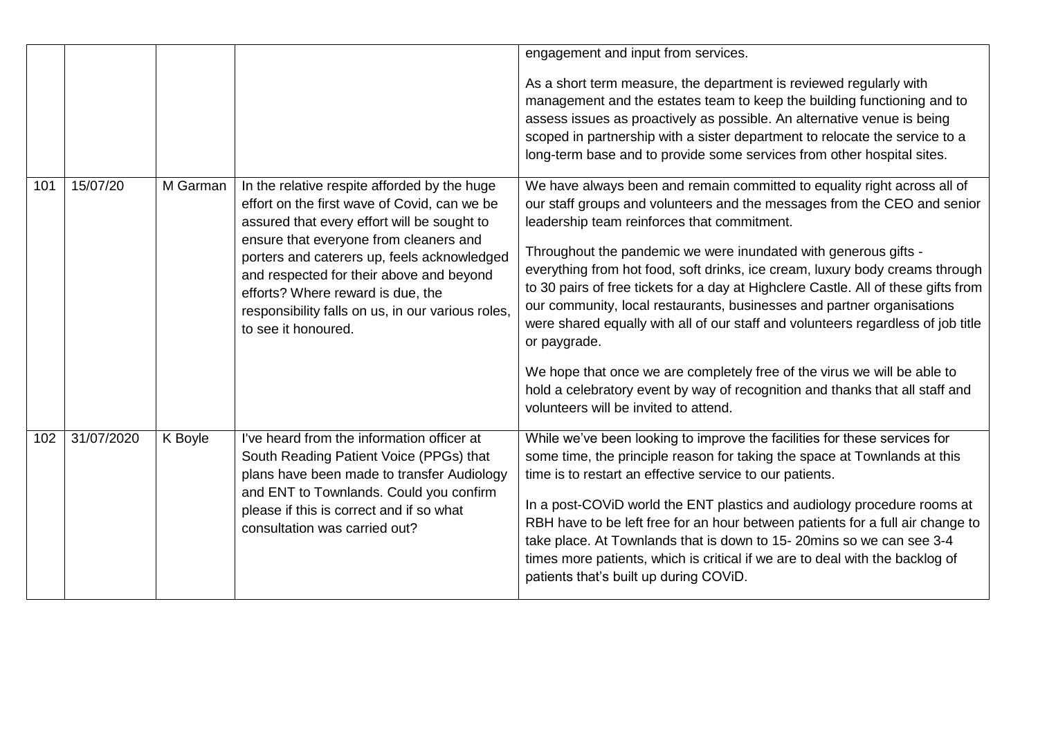| | | | | |
|---|---|---|---|---|
| | | | | engagement and input from services.<br><br>As a short term measure, the department is reviewed regularly with management and the estates team to keep the building functioning and to assess issues as proactively as possible. An alternative venue is being scoped in partnership with a sister department to relocate the service to a long-term base and to provide some services from other hospital sites. |
| 101 | 15/07/20 | M Garman | In the relative respite afforded by the huge effort on the first wave of Covid, can we be assured that every effort will be sought to ensure that everyone from cleaners and porters and caterers up, feels acknowledged and respected for their above and beyond efforts? Where reward is due, the responsibility falls on us, in our various roles, to see it honoured. | We have always been and remain committed to equality right across all of our staff groups and volunteers and the messages from the CEO and senior leadership team reinforces that commitment.<br><br>Throughout the pandemic we were inundated with generous gifts - everything from hot food, soft drinks, ice cream, luxury body creams through to 30 pairs of free tickets for a day at Highclere Castle. All of these gifts from our community, local restaurants, businesses and partner organisations were shared equally with all of our staff and volunteers regardless of job title or paygrade.<br><br>We hope that once we are completely free of the virus we will be able to hold a celebratory event by way of recognition and thanks that all staff and volunteers will be invited to attend. |
| 102 | 31/07/2020 | K Boyle | I've heard from the information officer at South Reading Patient Voice (PPGs) that plans have been made to transfer Audiology and ENT to Townlands. Could you confirm please if this is correct and if so what consultation was carried out? | While we've been looking to improve the facilities for these services for some time, the principle reason for taking the space at Townlands at this time is to restart an effective service to our patients.<br><br>In a post-COViD world the ENT plastics and audiology procedure rooms at RBH have to be left free for an hour between patients for a full air change to take place. At Townlands that is down to 15- 20mins so we can see 3-4 times more patients, which is critical if we are to deal with the backlog of patients that's built up during COViD. |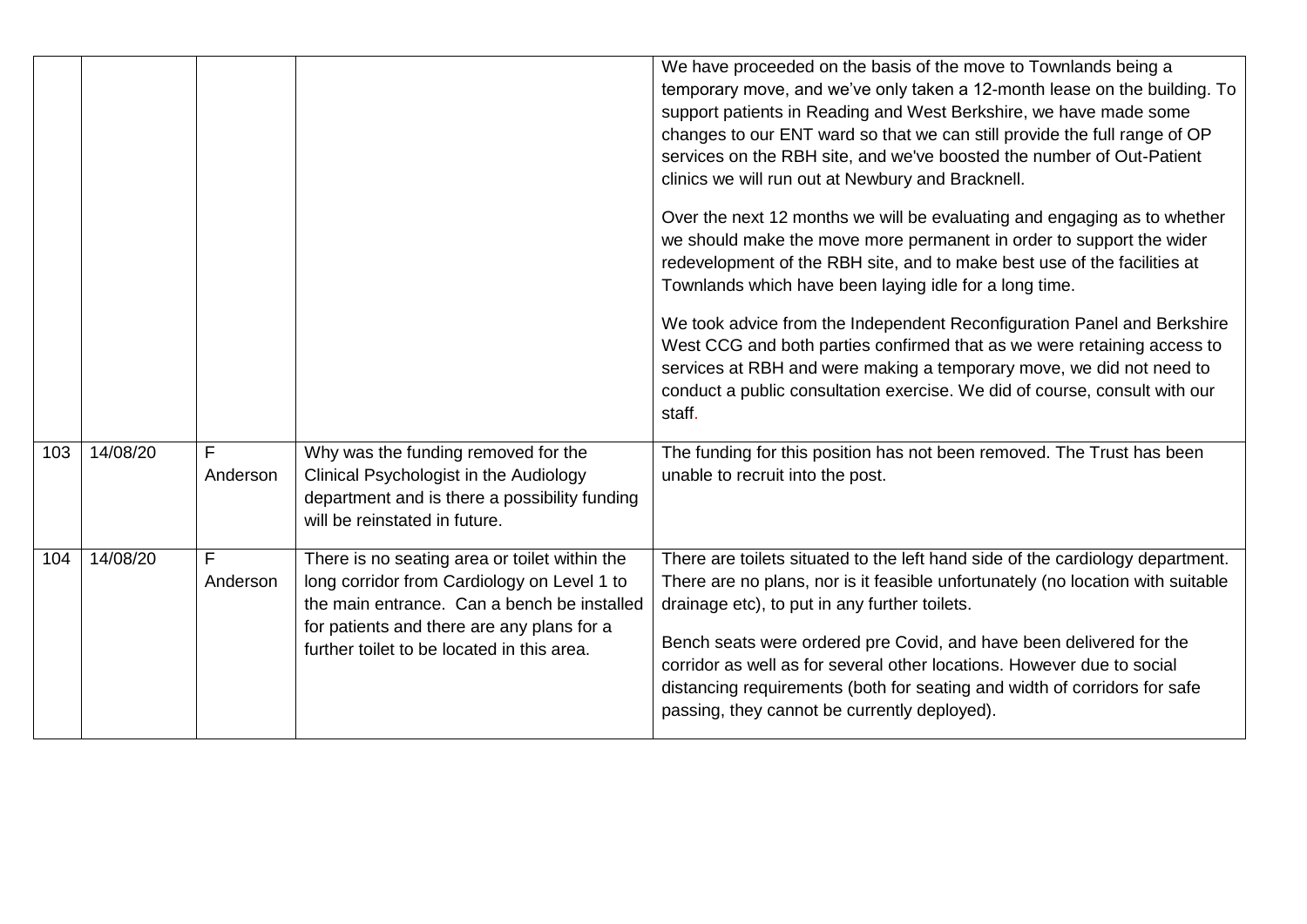| | | | | |
|---|---|---|---|---|
| | | | | We have proceeded on the basis of the move to Townlands being a temporary move, and we've only taken a 12-month lease on the building. To support patients in Reading and West Berkshire, we have made some changes to our ENT ward so that we can still provide the full range of OP services on the RBH site, and we've boosted the number of Out-Patient clinics we will run out at Newbury and Bracknell.<br><br>Over the next 12 months we will be evaluating and engaging as to whether we should make the move more permanent in order to support the wider redevelopment of the RBH site, and to make best use of the facilities at Townlands which have been laying idle for a long time.<br><br>We took advice from the Independent Reconfiguration Panel and Berkshire West CCG and both parties confirmed that as we were retaining access to services at RBH and were making a temporary move, we did not need to conduct a public consultation exercise. We did of course, consult with our staff. |
| 103 | 14/08/20 | F Anderson | Why was the funding removed for the Clinical Psychologist in the Audiology department and is there a possibility funding will be reinstated in future. | The funding for this position has not been removed. The Trust has been unable to recruit into the post. |
| 104 | 14/08/20 | F Anderson | There is no seating area or toilet within the long corridor from Cardiology on Level 1 to the main entrance. Can a bench be installed for patients and there are any plans for a further toilet to be located in this area. | There are toilets situated to the left hand side of the cardiology department. There are no plans, nor is it feasible unfortunately (no location with suitable drainage etc), to put in any further toilets.<br><br>Bench seats were ordered pre Covid, and have been delivered for the corridor as well as for several other locations. However due to social distancing requirements (both for seating and width of corridors for safe passing, they cannot be currently deployed). |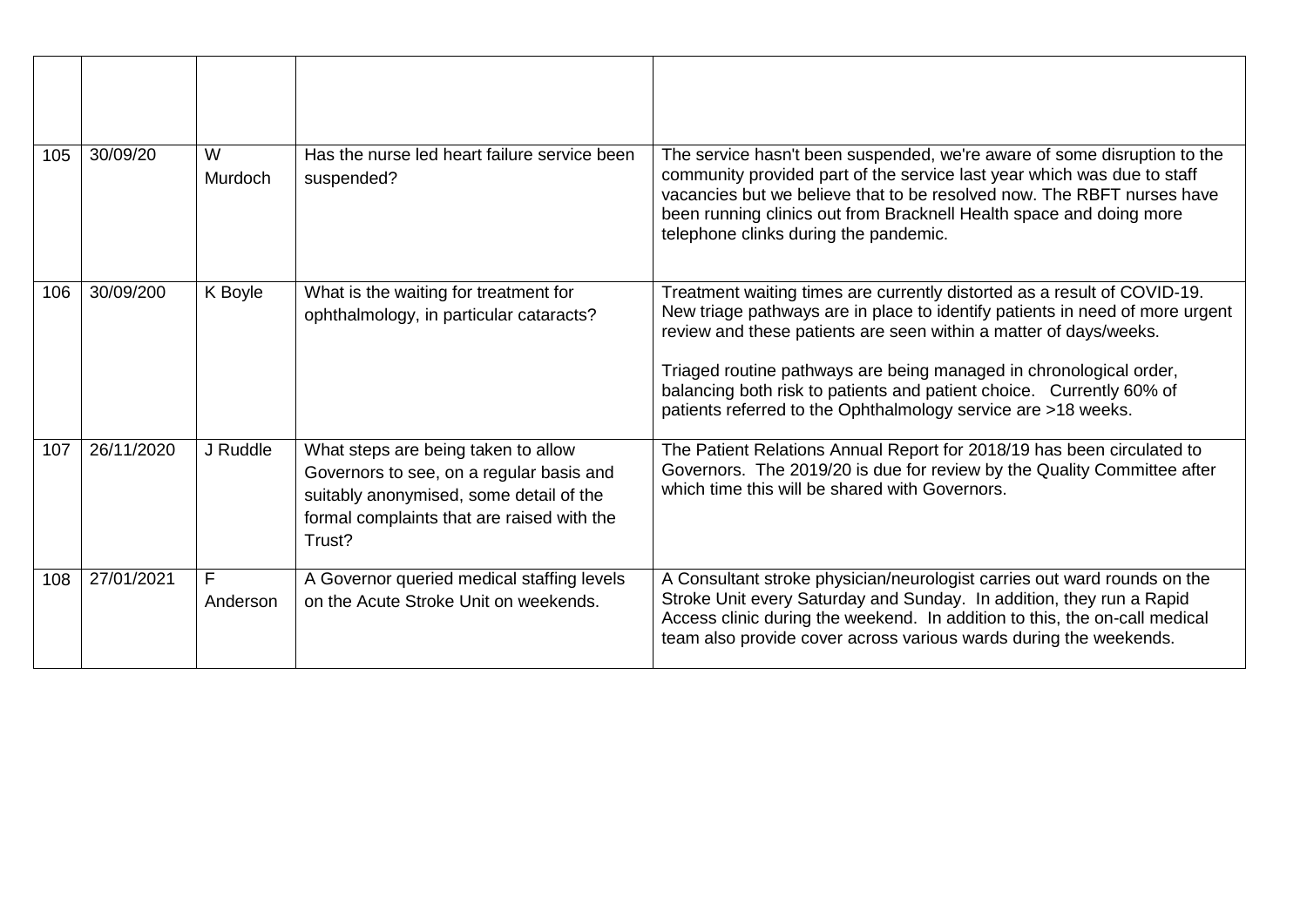| | | | | |
|---|---|---|---|---|
| 105 | 30/09/20 | W Murdoch | Has the nurse led heart failure service been suspended? | The service hasn't been suspended, we're aware of some disruption to the community provided part of the service last year which was due to staff vacancies but we believe that to be resolved now. The RBFT nurses have been running clinics out from Bracknell Health space and doing more telephone clinks during the pandemic. |
| 106 | 30/09/200 | K Boyle | What is the waiting for treatment for ophthalmology, in particular cataracts? | Treatment waiting times are currently distorted as a result of COVID-19. New triage pathways are in place to identify patients in need of more urgent review and these patients are seen within a matter of days/weeks.<br><br>Triaged routine pathways are being managed in chronological order, balancing both risk to patients and patient choice. Currently 60% of patients referred to the Ophthalmology service are >18 weeks. |
| 107 | 26/11/2020 | J Ruddle | What steps are being taken to allow Governors to see, on a regular basis and suitably anonymised, some detail of the formal complaints that are raised with the Trust? | The Patient Relations Annual Report for 2018/19 has been circulated to Governors. The 2019/20 is due for review by the Quality Committee after which time this will be shared with Governors. |
| 108 | 27/01/2021 | F Anderson | A Governor queried medical staffing levels on the Acute Stroke Unit on weekends. | A Consultant stroke physician/neurologist carries out ward rounds on the Stroke Unit every Saturday and Sunday. In addition, they run a Rapid Access clinic during the weekend. In addition to this, the on-call medical team also provide cover across various wards during the weekends. |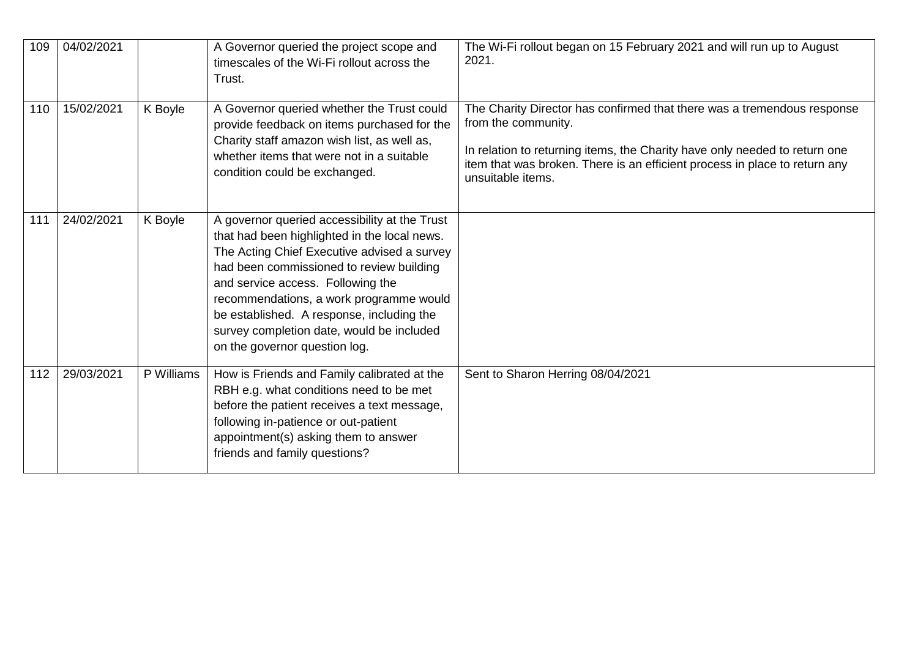| | | | | |
|---|---|---|---|---|
| 109 | 04/02/2021 | | A Governor queried the project scope and timescales of the Wi-Fi rollout across the Trust. | The Wi-Fi rollout began on 15 February 2021 and will run up to August 2021. |
| 110 | 15/02/2021 | K Boyle | A Governor queried whether the Trust could provide feedback on items purchased for the Charity staff amazon wish list, as well as, whether items that were not in a suitable condition could be exchanged. | The Charity Director has confirmed that there was a tremendous response from the community.<br><br>In relation to returning items, the Charity have only needed to return one item that was broken. There is an efficient process in place to return any unsuitable items. |
| 111 | 24/02/2021 | K Boyle | A governor queried accessibility at the Trust that had been highlighted in the local news. The Acting Chief Executive advised a survey had been commissioned to review building and service access. Following the recommendations, a work programme would be established. A response, including the survey completion date, would be included on the governor question log. | |
| 112 | 29/03/2021 | P Williams | How is Friends and Family calibrated at the RBH e.g. what conditions need to be met before the patient receives a text message, following in-patience or out-patient appointment(s) asking them to answer friends and family questions? | Sent to Sharon Herring 08/04/2021 |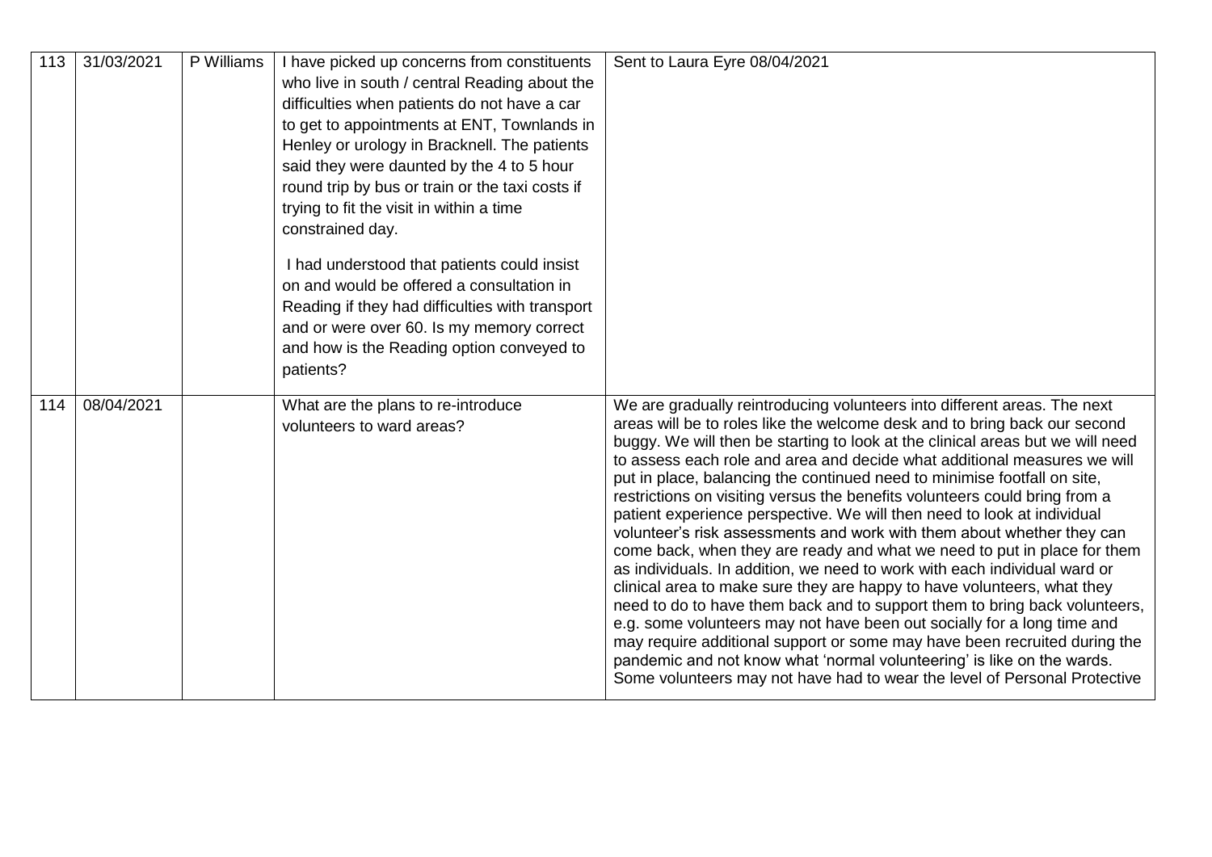| 113 | 31/03/2021 | P Williams | I have picked up concerns from constituents who live in south / central Reading about the difficulties when patients do not have a car to get to appointments at ENT, Townlands in Henley or urology in Bracknell. The patients said they were daunted by the 4 to 5 hour round trip by bus or train or the taxi costs if trying to fit the visit in within a time constrained day.<br><br>I had understood that patients could insist on and would be offered a consultation in Reading if they had difficulties with transport and or were over 60. Is my memory correct and how is the Reading option conveyed to patients? | Sent to Laura Eyre 08/04/2021 |
|---|---|---|---|---|
| 114 | 08/04/2021 | | What are the plans to re-introduce volunteers to ward areas? | We are gradually reintroducing volunteers into different areas. The next areas will be to roles like the welcome desk and to bring back our second buggy. We will then be starting to look at the clinical areas but we will need to assess each role and area and decide what additional measures we will put in place, balancing the continued need to minimise footfall on site, restrictions on visiting versus the benefits volunteers could bring from a patient experience perspective. We will then need to look at individual volunteer's risk assessments and work with them about whether they can come back, when they are ready and what we need to put in place for them as individuals. In addition, we need to work with each individual ward or clinical area to make sure they are happy to have volunteers, what they need to do to have them back and to support them to bring back volunteers, e.g. some volunteers may not have been out socially for a long time and may require additional support or some may have been recruited during the pandemic and not know what 'normal volunteering' is like on the wards. Some volunteers may not have had to wear the level of Personal Protective |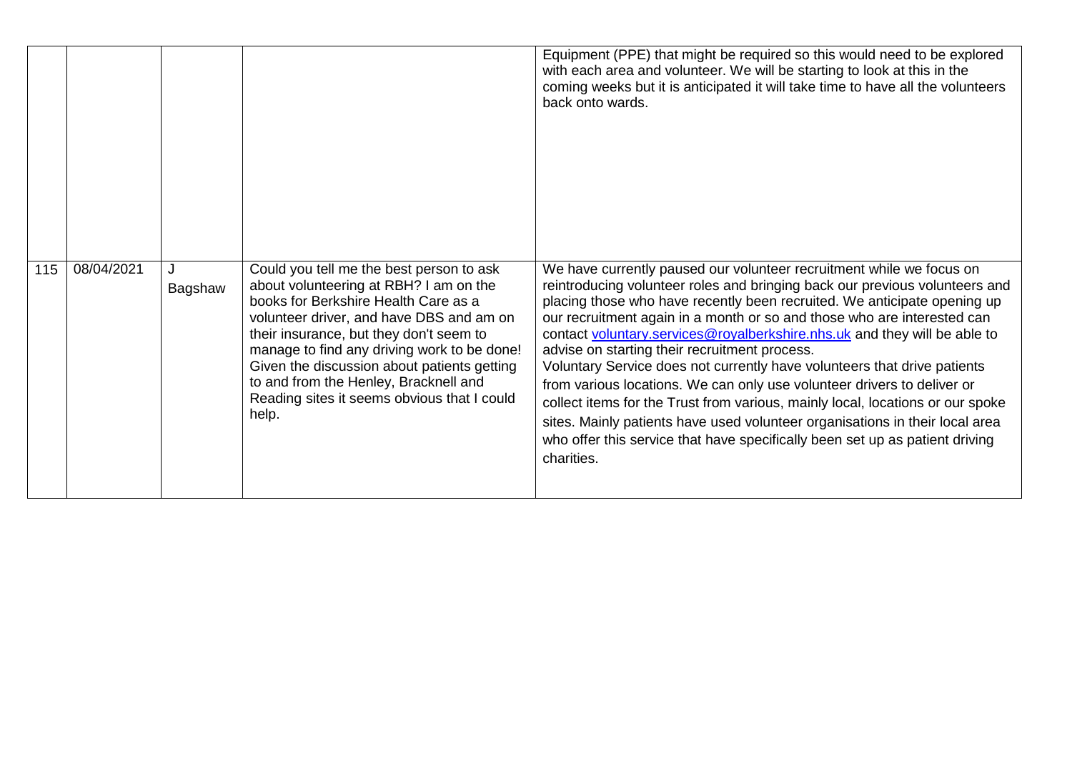| | | | | |
|---|---|---|---|---|
| | | | | Equipment (PPE) that might be required so this would need to be explored with each area and volunteer. We will be starting to look at this in the coming weeks but it is anticipated it will take time to have all the volunteers back onto wards. |
| 115 | 08/04/2021 | J Bagshaw | Could you tell me the best person to ask about volunteering at RBH? I am on the books for Berkshire Health Care as a volunteer driver, and have DBS and am on their insurance, but they don't seem to manage to find any driving work to be done! Given the discussion about patients getting to and from the Henley, Bracknell and Reading sites it seems obvious that I could help. | We have currently paused our volunteer recruitment while we focus on reintroducing volunteer roles and bringing back our previous volunteers and placing those who have recently been recruited. We anticipate opening up our recruitment again in a month or so and those who are interested can contact voluntary.services@royalberkshire.nhs.uk and they will be able to advise on starting their recruitment process.<br>Voluntary Service does not currently have volunteers that drive patients from various locations. We can only use volunteer drivers to deliver or collect items for the Trust from various, mainly local, locations or our spoke sites. Mainly patients have used volunteer organisations in their local area who offer this service that have specifically been set up as patient driving charities. |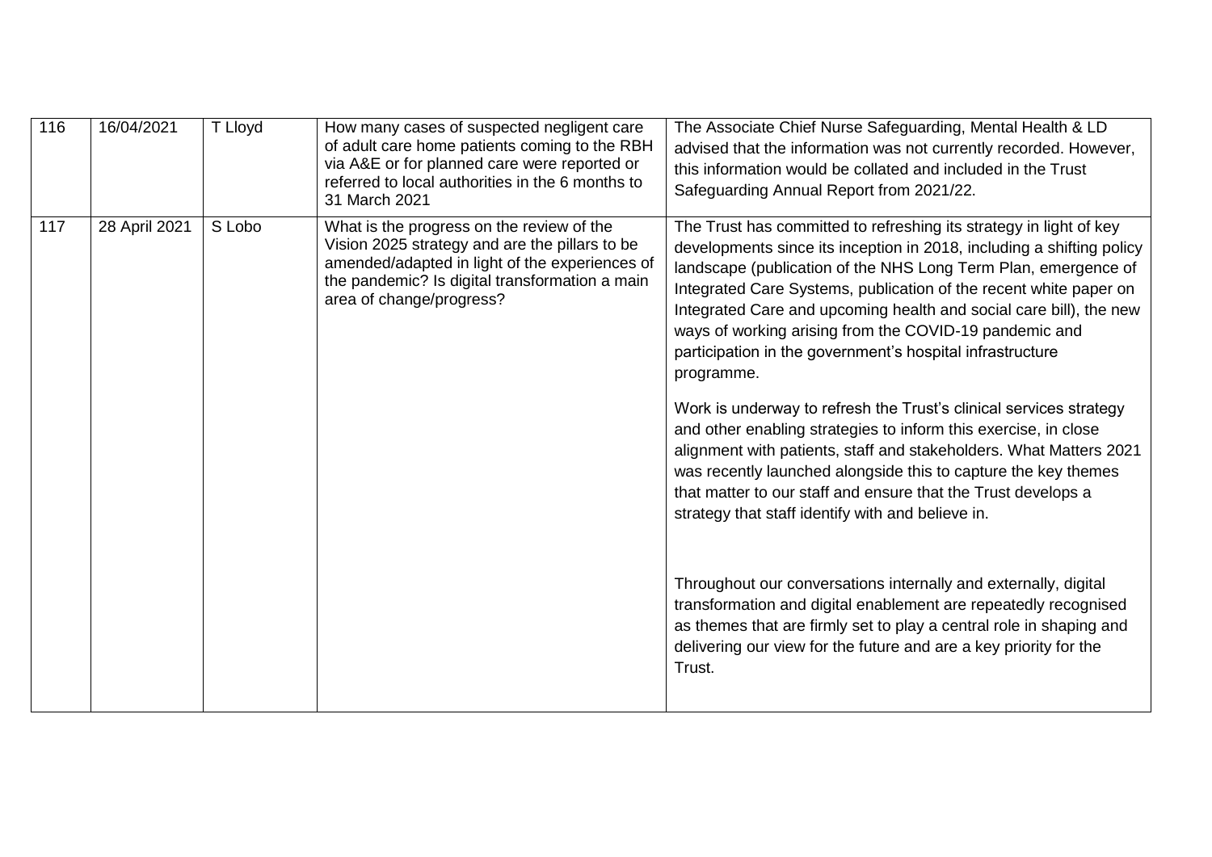| 116 | 16/04/2021 | T Lloyd | How many cases of suspected negligent care of adult care home patients coming to the RBH via A&E or for planned care were reported or referred to local authorities in the 6 months to 31 March 2021 | The Associate Chief Nurse Safeguarding, Mental Health & LD advised that the information was not currently recorded. However, this information would be collated and included in the Trust Safeguarding Annual Report from 2021/22. |
|---|---|---|---|---|
| 117 | 28 April 2021 | S Lobo | What is the progress on the review of the Vision 2025 strategy and are the pillars to be amended/adapted in light of the experiences of the pandemic? Is digital transformation a main area of change/progress? | The Trust has committed to refreshing its strategy in light of key developments since its inception in 2018, including a shifting policy landscape (publication of the NHS Long Term Plan, emergence of Integrated Care Systems, publication of the recent white paper on Integrated Care and upcoming health and social care bill), the new ways of working arising from the COVID-19 pandemic and participation in the government's hospital infrastructure programme.<br><br>Work is underway to refresh the Trust's clinical services strategy and other enabling strategies to inform this exercise, in close alignment with patients, staff and stakeholders. What Matters 2021 was recently launched alongside this to capture the key themes that matter to our staff and ensure that the Trust develops a strategy that staff identify with and believe in.<br><br>Throughout our conversations internally and externally, digital transformation and digital enablement are repeatedly recognised as themes that are firmly set to play a central role in shaping and delivering our view for the future and are a key priority for the Trust. |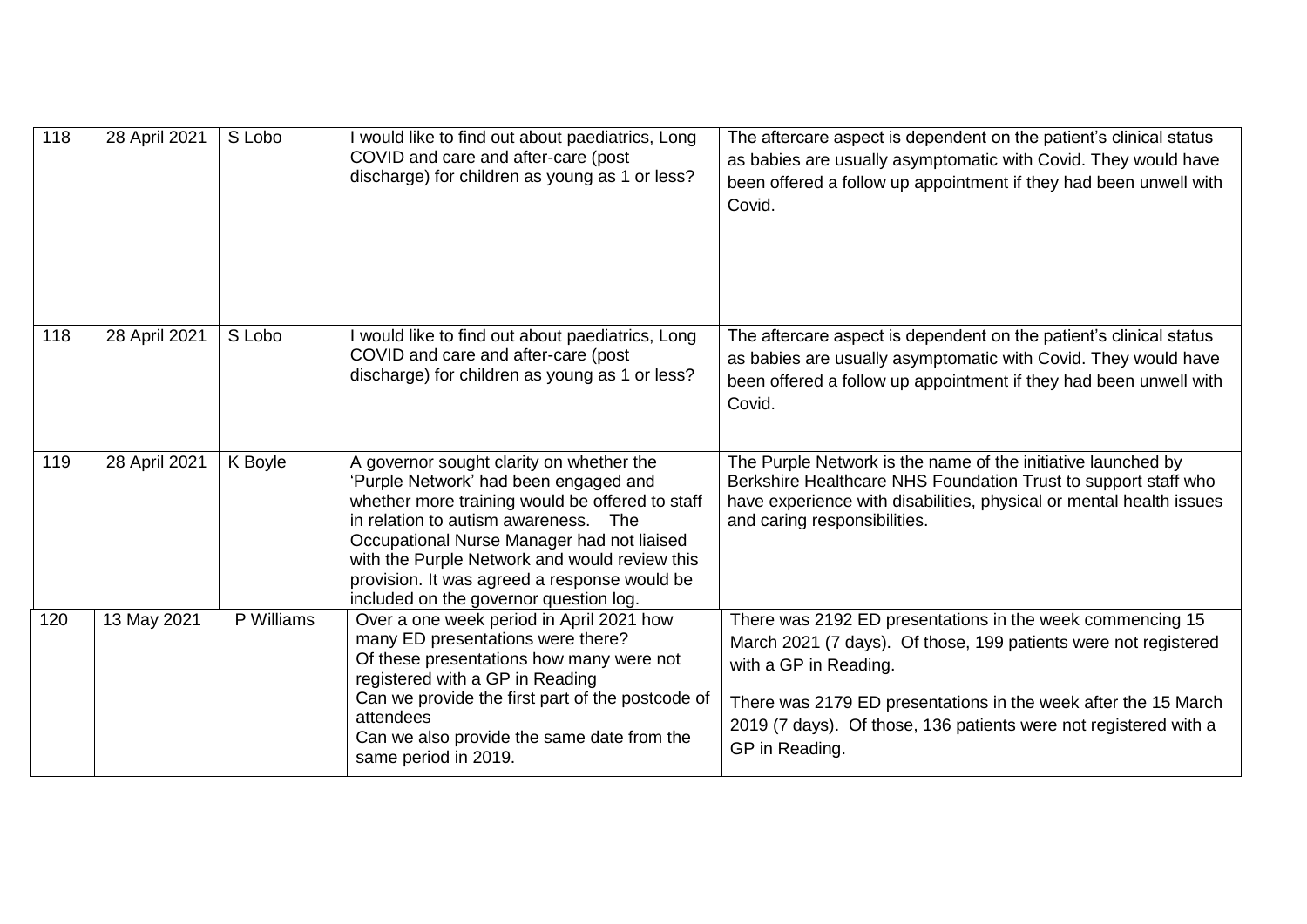| 118 | 28 April 2021 | S Lobo | I would like to find out about paediatrics, Long COVID and care and after-care (post discharge) for children as young as 1 or less? | The aftercare aspect is dependent on the patient's clinical status as babies are usually asymptomatic with Covid. They would have been offered a follow up appointment if they had been unwell with Covid. |
|---|---|---|---|---|
| 118 | 28 April 2021 | S Lobo | I would like to find out about paediatrics, Long COVID and care and after-care (post discharge) for children as young as 1 or less? | The aftercare aspect is dependent on the patient's clinical status as babies are usually asymptomatic with Covid. They would have been offered a follow up appointment if they had been unwell with Covid. |
| 119 | 28 April 2021 | K Boyle | A governor sought clarity on whether the 'Purple Network' had been engaged and whether more training would be offered to staff in relation to autism awareness. The Occupational Nurse Manager had not liaised with the Purple Network and would review this provision. It was agreed a response would be included on the governor question log. | The Purple Network is the name of the initiative launched by Berkshire Healthcare NHS Foundation Trust to support staff who have experience with disabilities, physical or mental health issues and caring responsibilities. |
| 120 | 13 May 2021 | P Williams | Over a one week period in April 2021 how many ED presentations were there?<br>Of these presentations how many were not registered with a GP in Reading<br>Can we provide the first part of the postcode of attendees<br>Can we also provide the same date from the same period in 2019. | There was 2192 ED presentations in the week commencing 15 March 2021 (7 days). Of those, 199 patients were not registered with a GP in Reading.<br><br>There was 2179 ED presentations in the week after the 15 March 2019 (7 days). Of those, 136 patients were not registered with a GP in Reading. |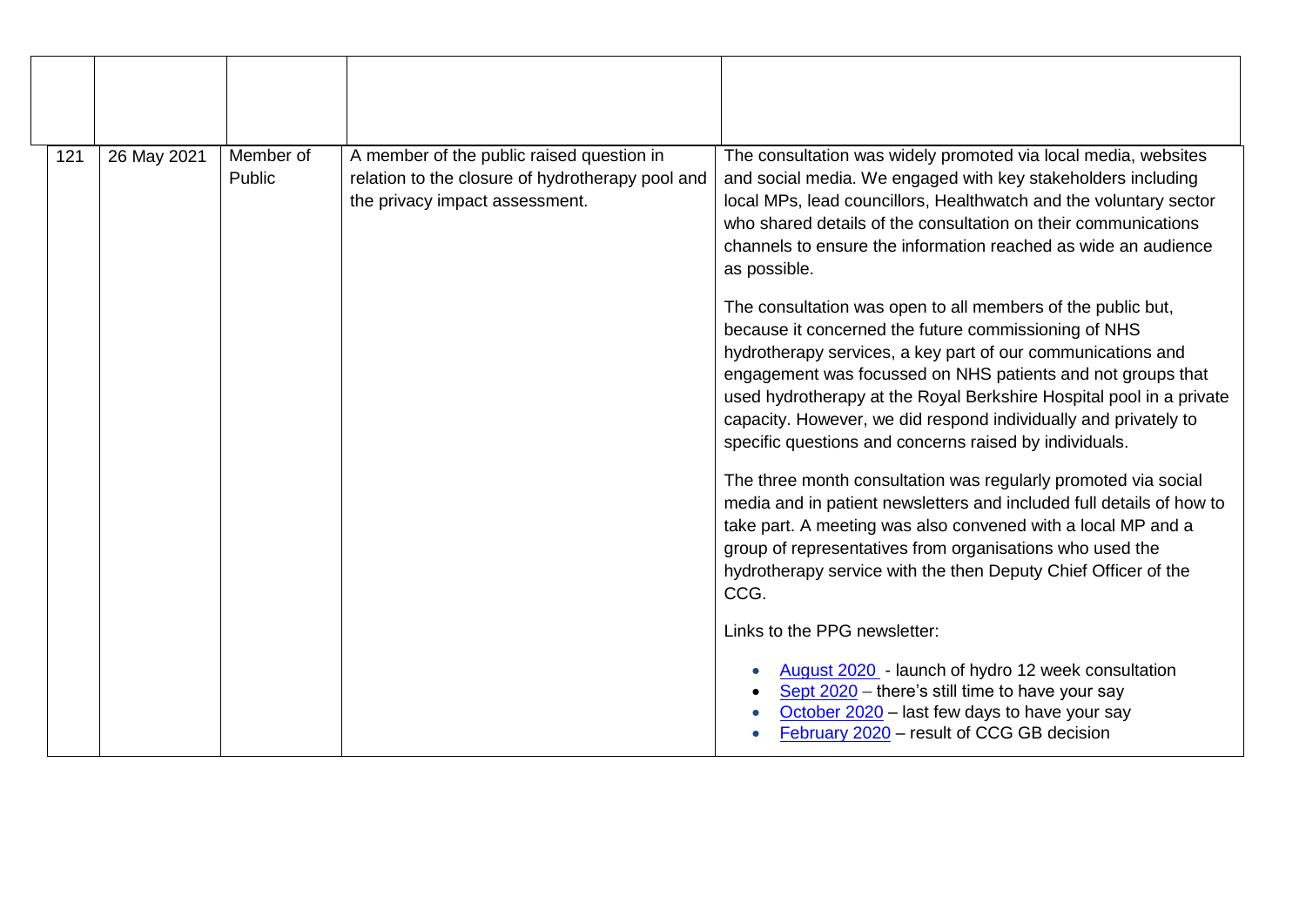| | | | | |
|---|---|---|---|---|
| 121 | 26 May 2021 | Member of Public | A member of the public raised question in relation to the closure of hydrotherapy pool and the privacy impact assessment. | The consultation was widely promoted via local media, websites and social media. We engaged with key stakeholders including local MPs, lead councillors, Healthwatch and the voluntary sector who shared details of the consultation on their communications channels to ensure the information reached as wide an audience as possible.<br><br>The consultation was open to all members of the public but, because it concerned the future commissioning of NHS hydrotherapy services, a key part of our communications and engagement was focussed on NHS patients and not groups that used hydrotherapy at the Royal Berkshire Hospital pool in a private capacity. However, we did respond individually and privately to specific questions and concerns raised by individuals.<br><br>The three month consultation was regularly promoted via social media and in patient newsletters and included full details of how to take part. A meeting was also convened with a local MP and a group of representatives from organisations who used the hydrotherapy service with the then Deputy Chief Officer of the CCG.<br><br>Links to the PPG newsletter:<br><br>• August 2020 - launch of hydro 12 week consultation<br>• Sept 2020 – there's still time to have your say<br>• October 2020 – last few days to have your say<br>• February 2020 – result of CCG GB decision |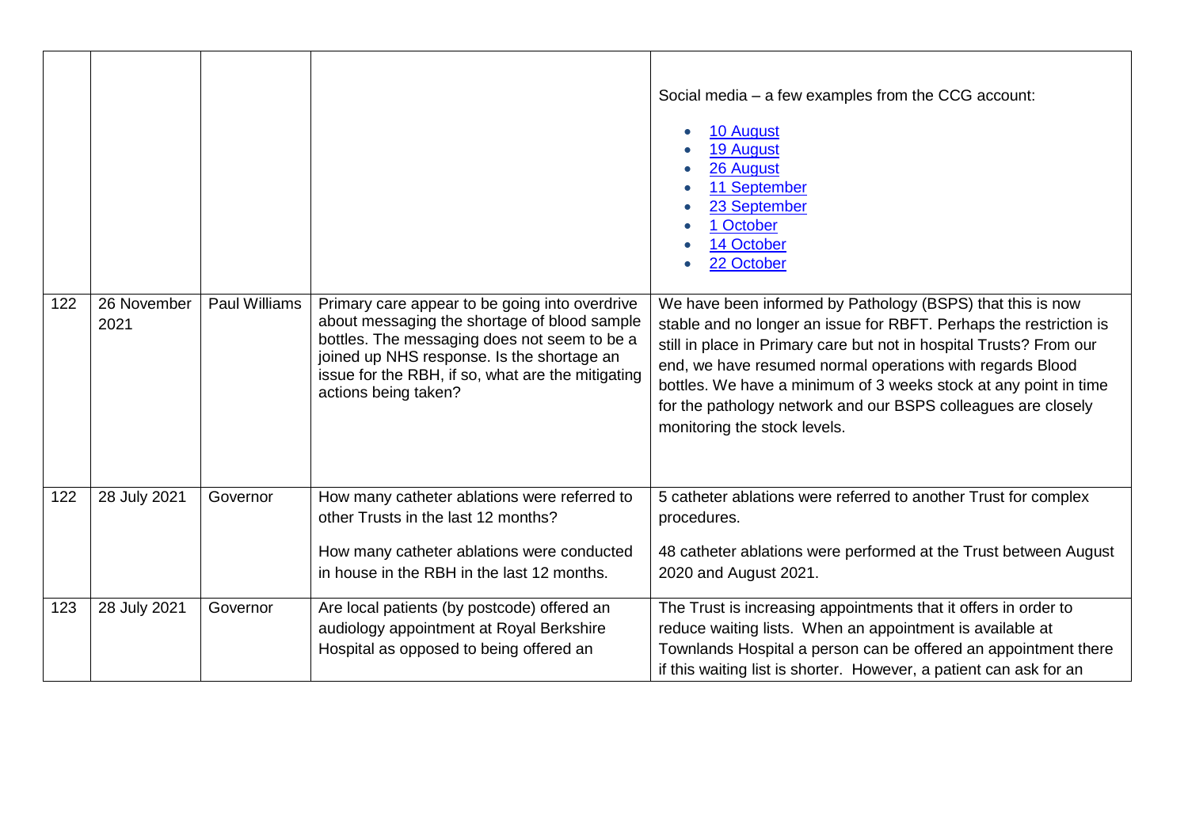| | | | | |
|---|---|---|---|---|
| | | | | Social media – a few examples from the CCG account:<br>• 10 August<br>• 19 August<br>• 26 August<br>• 11 September<br>• 23 September<br>• 1 October<br>• 14 October<br>• 22 October |
| 122 | 26 November 2021 | Paul Williams | Primary care appear to be going into overdrive about messaging the shortage of blood sample bottles. The messaging does not seem to be a joined up NHS response. Is the shortage an issue for the RBH, if so, what are the mitigating actions being taken? | We have been informed by Pathology (BSPS) that this is now stable and no longer an issue for RBFT. Perhaps the restriction is still in place in Primary care but not in hospital Trusts? From our end, we have resumed normal operations with regards Blood bottles. We have a minimum of 3 weeks stock at any point in time for the pathology network and our BSPS colleagues are closely monitoring the stock levels. |
| 122 | 28 July 2021 | Governor | How many catheter ablations were referred to other Trusts in the last 12 months?<br><br>How many catheter ablations were conducted in house in the RBH in the last 12 months. | 5 catheter ablations were referred to another Trust for complex procedures.<br><br>48 catheter ablations were performed at the Trust between August 2020 and August 2021. |
| 123 | 28 July 2021 | Governor | Are local patients (by postcode) offered an audiology appointment at Royal Berkshire Hospital as opposed to being offered an | The Trust is increasing appointments that it offers in order to reduce waiting lists. When an appointment is available at Townlands Hospital a person can be offered an appointment there if this waiting list is shorter. However, a patient can ask for an |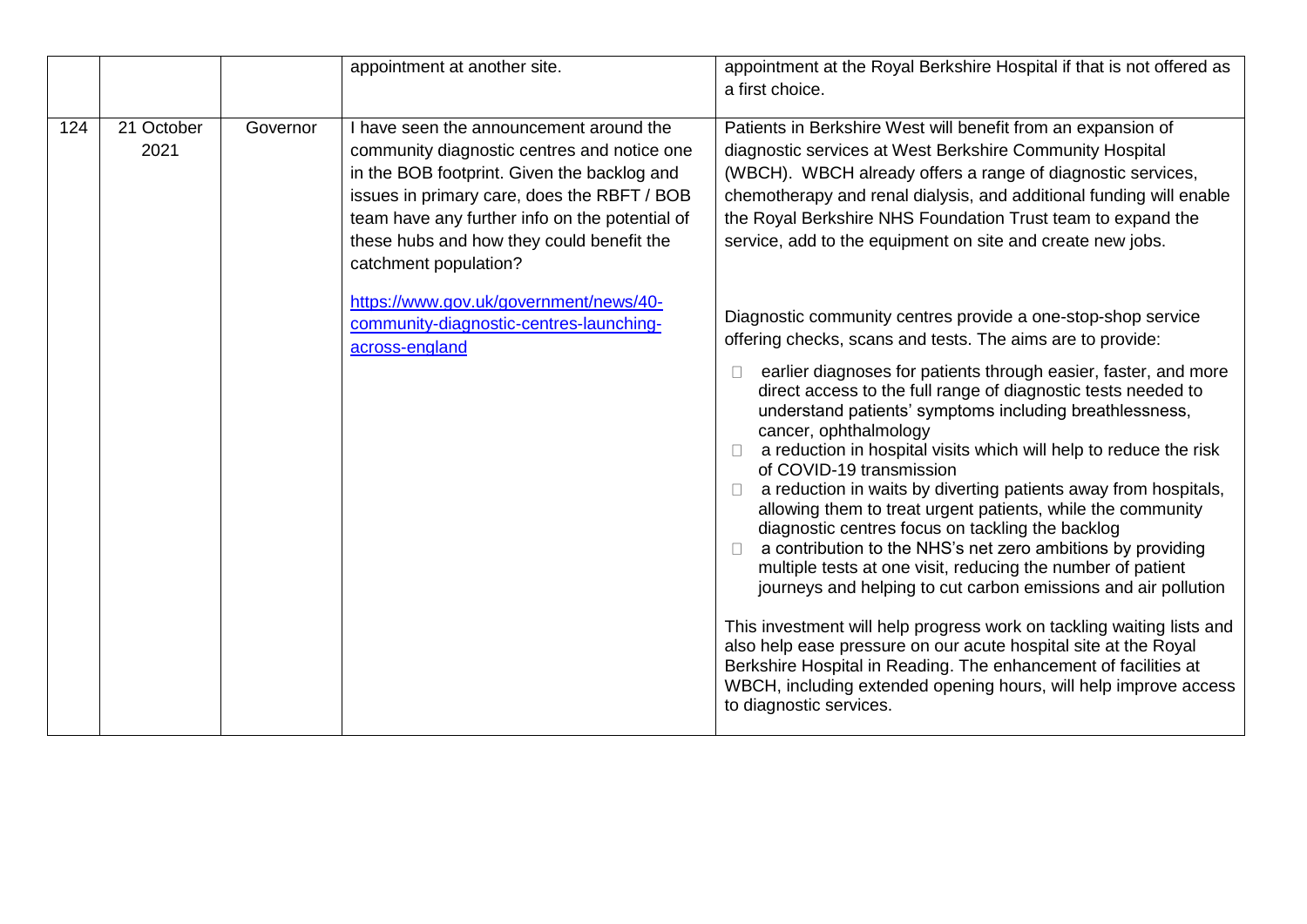|  |  |  | appointment at another site. | appointment at the Royal Berkshire Hospital if that is not offered as a first choice. |
|---|---|---|---|---|
| 124 | 21 October 2021 | Governor | I have seen the announcement around the community diagnostic centres and notice one in the BOB footprint. Given the backlog and issues in primary care, does the RBFT / BOB team have any further info on the potential of these hubs and how they could benefit the catchment population?<br><br>[https://www.gov.uk/government/news/40-community-diagnostic-centres-launching-across-england](https://www.gov.uk/government/news/40-community-diagnostic-centres-launching-across-england) | Patients in Berkshire West will benefit from an expansion of diagnostic services at West Berkshire Community Hospital (WBCH). WBCH already offers a range of diagnostic services, chemotherapy and renal dialysis, and additional funding will enable the Royal Berkshire NHS Foundation Trust team to expand the service, add to the equipment on site and create new jobs.<br><br>Diagnostic community centres provide a one-stop-shop service offering checks, scans and tests. The aims are to provide:<br>- earlier diagnoses for patients through easier, faster, and more direct access to the full range of diagnostic tests needed to understand patients' symptoms including breathlessness, cancer, ophthalmology<br>- a reduction in hospital visits which will help to reduce the risk of COVID-19 transmission<br>- a reduction in waits by diverting patients away from hospitals, allowing them to treat urgent patients, while the community diagnostic centres focus on tackling the backlog<br>- a contribution to the NHS's net zero ambitions by providing multiple tests at one visit, reducing the number of patient journeys and helping to cut carbon emissions and air pollution<br><br>This investment will help progress work on tackling waiting lists and also help ease pressure on our acute hospital site at the Royal Berkshire Hospital in Reading. The enhancement of facilities at WBCH, including extended opening hours, will help improve access to diagnostic services. |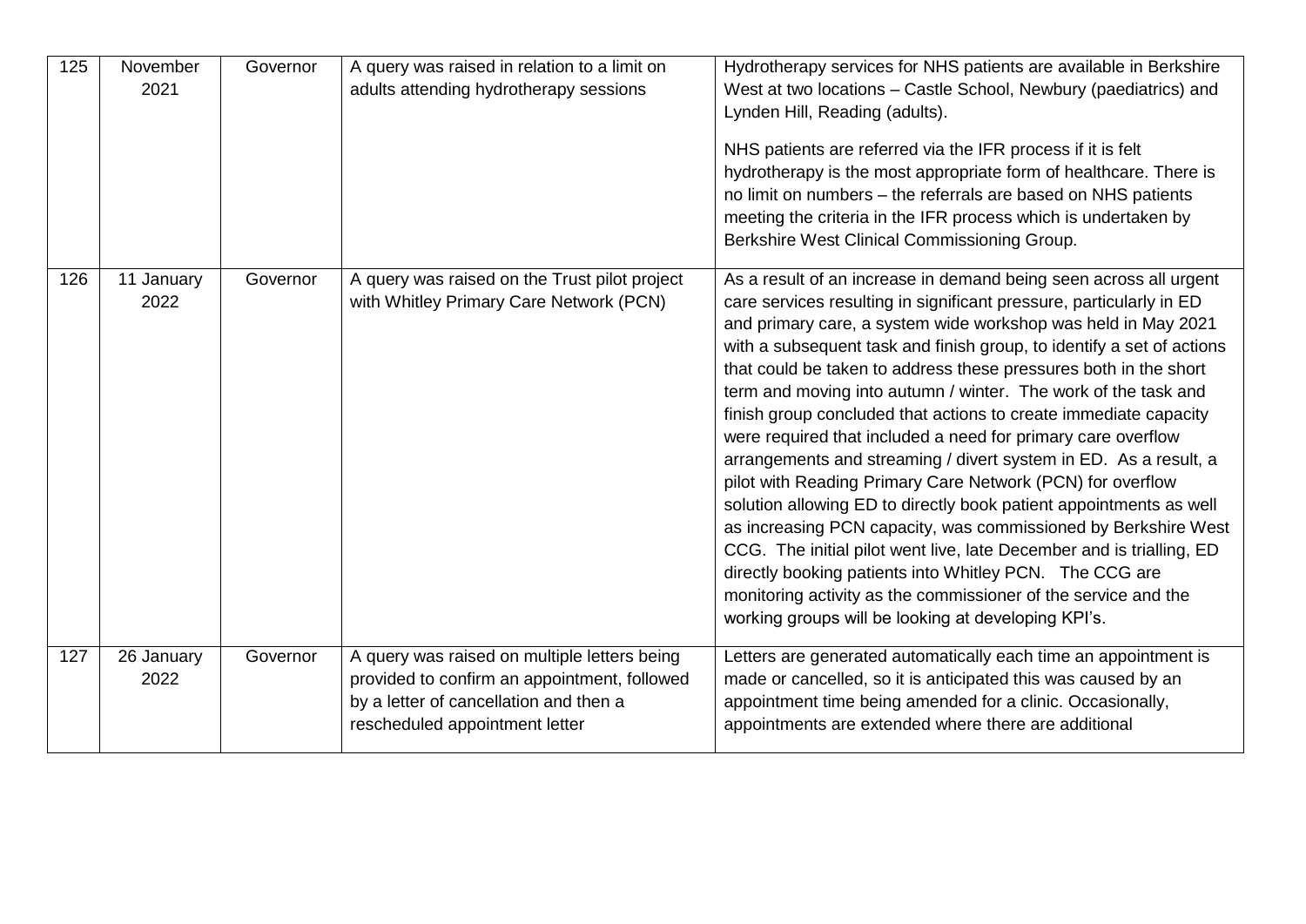| | | | | |
|---|---|---|---|---|
| 125 | November 2021 | Governor | A query was raised in relation to a limit on adults attending hydrotherapy sessions | Hydrotherapy services for NHS patients are available in Berkshire West at two locations – Castle School, Newbury (paediatrics) and Lynden Hill, Reading (adults).<br><br>NHS patients are referred via the IFR process if it is felt hydrotherapy is the most appropriate form of healthcare. There is no limit on numbers – the referrals are based on NHS patients meeting the criteria in the IFR process which is undertaken by Berkshire West Clinical Commissioning Group. |
| 126 | 11 January 2022 | Governor | A query was raised on the Trust pilot project with Whitley Primary Care Network (PCN) | As a result of an increase in demand being seen across all urgent care services resulting in significant pressure, particularly in ED and primary care, a system wide workshop was held in May 2021 with a subsequent task and finish group, to identify a set of actions that could be taken to address these pressures both in the short term and moving into autumn / winter. The work of the task and finish group concluded that actions to create immediate capacity were required that included a need for primary care overflow arrangements and streaming / divert system in ED. As a result, a pilot with Reading Primary Care Network (PCN) for overflow solution allowing ED to directly book patient appointments as well as increasing PCN capacity, was commissioned by Berkshire West CCG. The initial pilot went live, late December and is trialling, ED directly booking patients into Whitley PCN. The CCG are monitoring activity as the commissioner of the service and the working groups will be looking at developing KPI's. |
| 127 | 26 January 2022 | Governor | A query was raised on multiple letters being provided to confirm an appointment, followed by a letter of cancellation and then a rescheduled appointment letter | Letters are generated automatically each time an appointment is made or cancelled, so it is anticipated this was caused by an appointment time being amended for a clinic. Occasionally, appointments are extended where there are additional |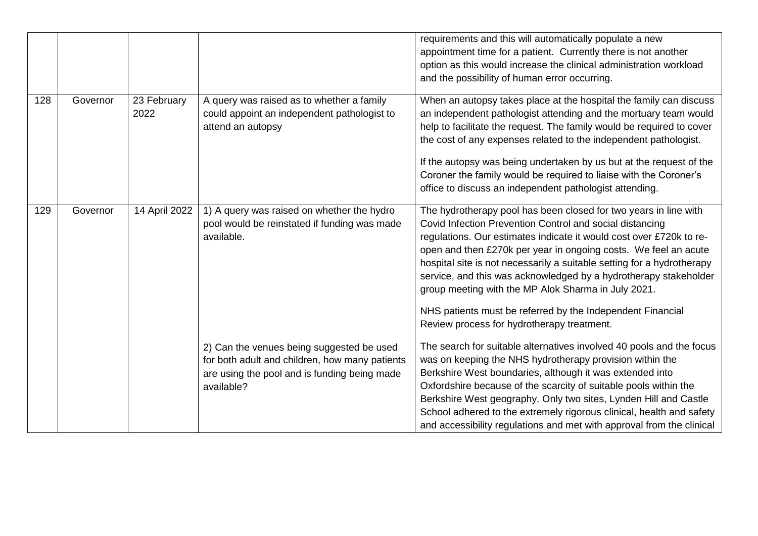| | | | | |
|---|---|---|---|---|
| | | | | requirements and this will automatically populate a new appointment time for a patient. Currently there is not another option as this would increase the clinical administration workload and the possibility of human error occurring. |
| 128 | Governor | 23 February 2022 | A query was raised as to whether a family could appoint an independent pathologist to attend an autopsy | When an autopsy takes place at the hospital the family can discuss an independent pathologist attending and the mortuary team would help to facilitate the request. The family would be required to cover the cost of any expenses related to the independent pathologist.<br><br>If the autopsy was being undertaken by us but at the request of the Coroner the family would be required to liaise with the Coroner's office to discuss an independent pathologist attending. |
| 129 | Governor | 14 April 2022 | 1) A query was raised on whether the hydro pool would be reinstated if funding was made available. | The hydrotherapy pool has been closed for two years in line with Covid Infection Prevention Control and social distancing regulations. Our estimates indicate it would cost over £720k to re-open and then £270k per year in ongoing costs. We feel an acute hospital site is not necessarily a suitable setting for a hydrotherapy service, and this was acknowledged by a hydrotherapy stakeholder group meeting with the MP Alok Sharma in July 2021.<br><br>NHS patients must be referred by the Independent Financial Review process for hydrotherapy treatment. |
| | | | 2) Can the venues being suggested be used for both adult and children, how many patients are using the pool and is funding being made available? | The search for suitable alternatives involved 40 pools and the focus was on keeping the NHS hydrotherapy provision within the Berkshire West boundaries, although it was extended into Oxfordshire because of the scarcity of suitable pools within the Berkshire West geography. Only two sites, Lynden Hill and Castle School adhered to the extremely rigorous clinical, health and safety and accessibility regulations and met with approval from the clinical |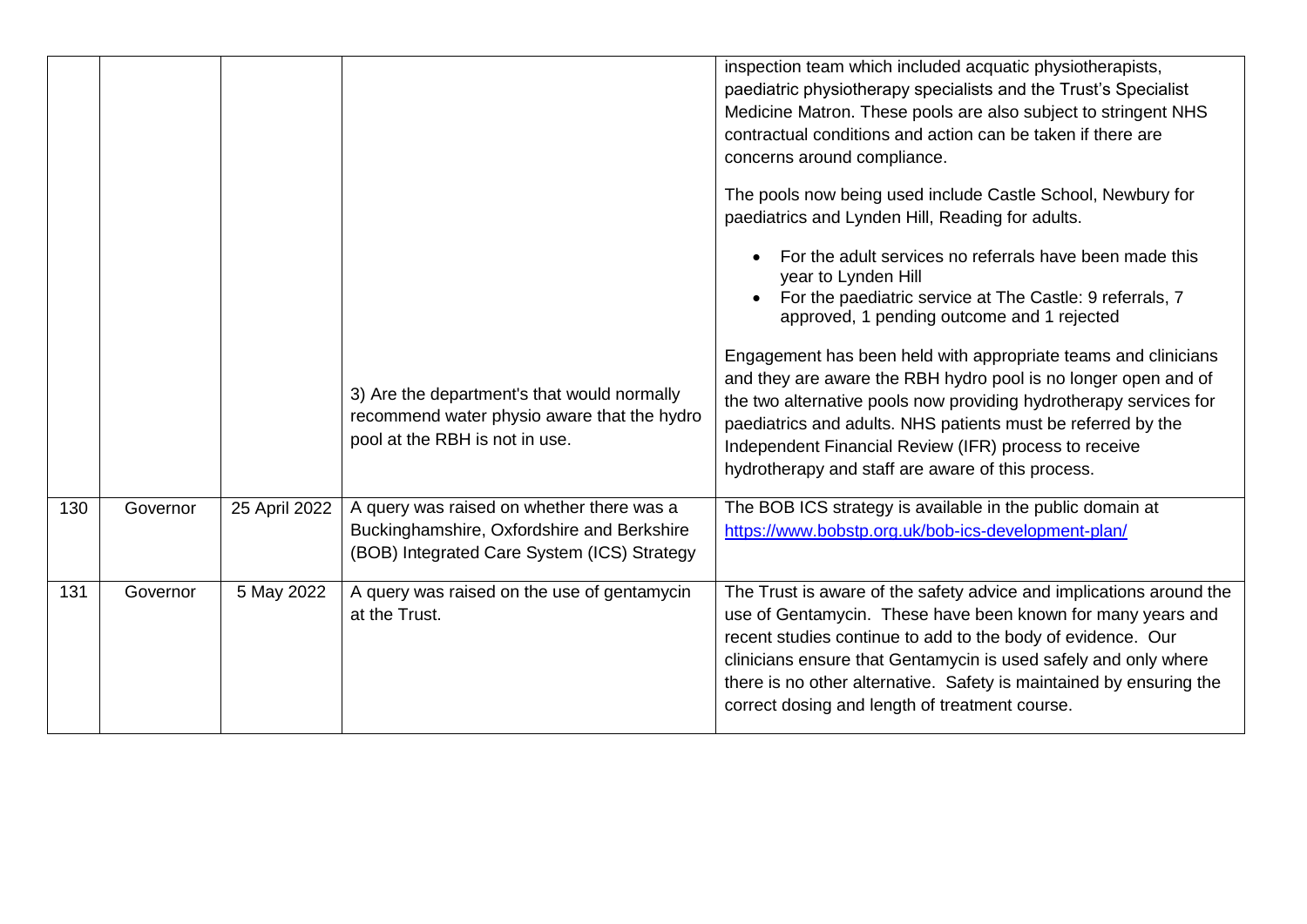| | | | | |
|---|---|---|---|---|
| | | | 3) Are the department's that would normally recommend water physio aware that the hydro pool at the RBH is not in use. | inspection team which included acquatic physiotherapists, paediatric physiotherapy specialists and the Trust's Specialist Medicine Matron. These pools are also subject to stringent NHS contractual conditions and action can be taken if there are concerns around compliance.<br><br>The pools now being used include Castle School, Newbury for paediatrics and Lynden Hill, Reading for adults.<br><br>• For the adult services no referrals have been made this year to Lynden Hill<br>• For the paediatric service at The Castle: 9 referrals, 7 approved, 1 pending outcome and 1 rejected<br><br>Engagement has been held with appropriate teams and clinicians and they are aware the RBH hydro pool is no longer open and of the two alternative pools now providing hydrotherapy services for paediatrics and adults. NHS patients must be referred by the Independent Financial Review (IFR) process to receive hydrotherapy and staff are aware of this process. |
| 130 | Governor | 25 April 2022 | A query was raised on whether there was a Buckinghamshire, Oxfordshire and Berkshire (BOB) Integrated Care System (ICS) Strategy | The BOB ICS strategy is available in the public domain at https://www.bobstp.org.uk/bob-ics-development-plan/ |
| 131 | Governor | 5 May 2022 | A query was raised on the use of gentamycin at the Trust. | The Trust is aware of the safety advice and implications around the use of Gentamycin. These have been known for many years and recent studies continue to add to the body of evidence. Our clinicians ensure that Gentamycin is used safely and only where there is no other alternative. Safety is maintained by ensuring the correct dosing and length of treatment course. |